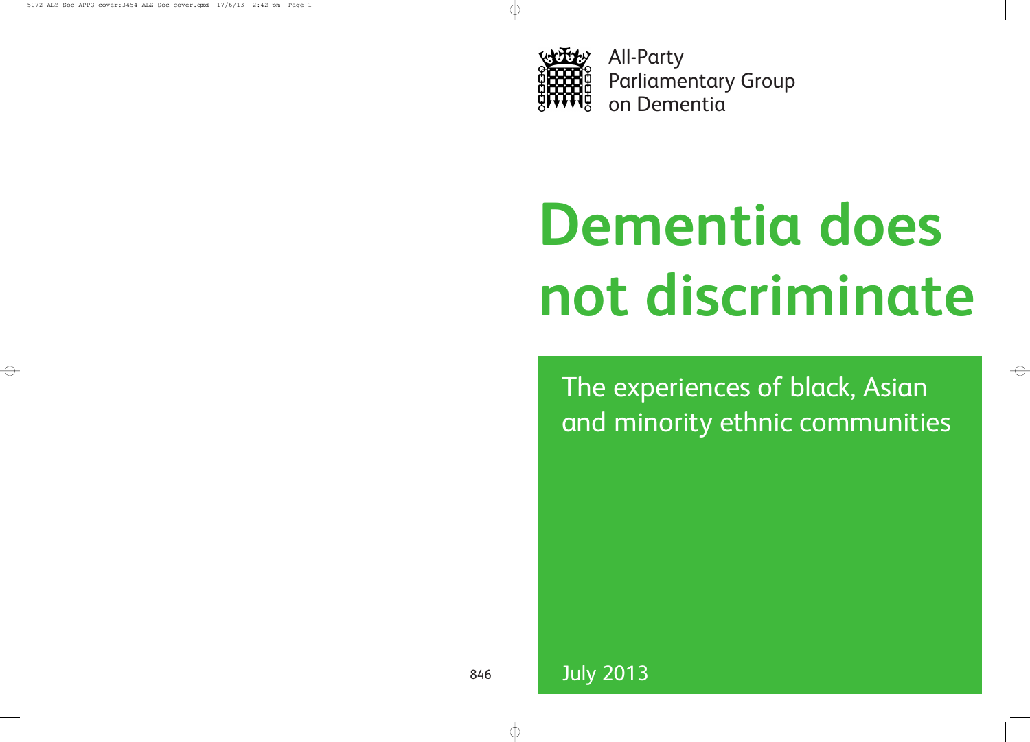All-Party Parliamentary Group on Dementia

# Dementia does not discriminate

## The experiences of black, Asian and minority ethnic communities

July 2013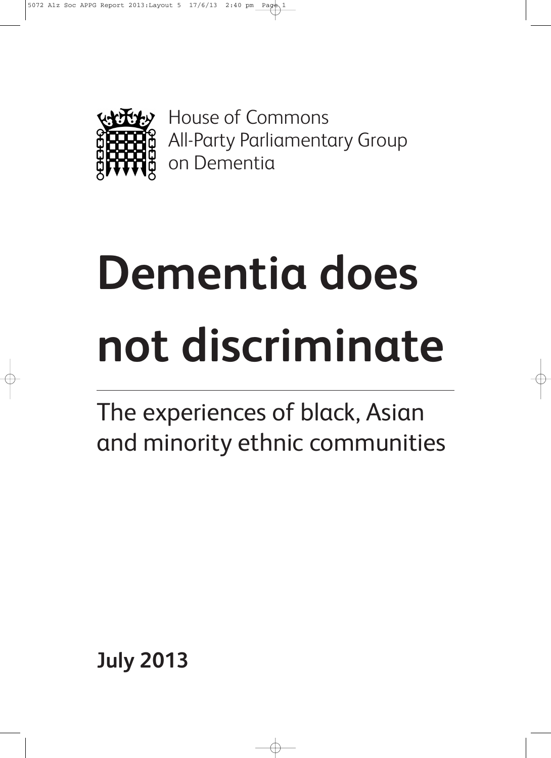House of Commons
All-Party Parliamentary Group
on Dementia

# Dementia does not discriminate

## The experiences of black, Asian and minority ethnic communities

**July 2013**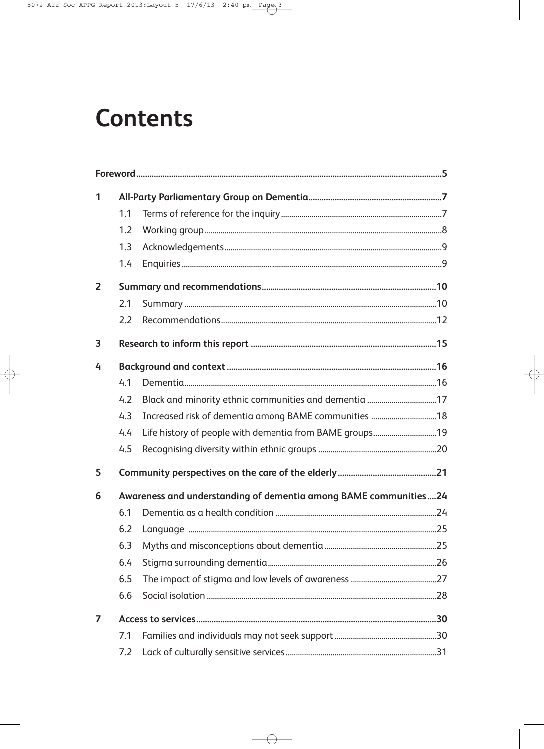# Contents

**Foreword** 5

**1 All-Party Parliamentary Group on Dementia** 7

- 1.1 Terms of reference for the inquiry 7
- 1.2 Working group 8
- 1.3 Acknowledgements 9
- 1.4 Enquiries 9

**2 Summary and recommendations** 10

- 2.1 Summary 10
- 2.2 Recommendations 12

**3 Research to inform this report** 15

**4 Background and context** 16

- 4.1 Dementia 16
- 4.2 Black and minority ethnic communities and dementia 17
- 4.3 Increased risk of dementia among BAME communities 18
- 4.4 Life history of people with dementia from BAME groups 19
- 4.5 Recognising diversity within ethnic groups 20

**5 Community perspectives on the care of the elderly** 21

**6 Awareness and understanding of dementia among BAME communities** 24

- 6.1 Dementia as a health condition 24
- 6.2 Language 25
- 6.3 Myths and misconceptions about dementia 25
- 6.4 Stigma surrounding dementia 26
- 6.5 The impact of stigma and low levels of awareness 27
- 6.6 Social isolation 28

**7 Access to services** 30

- 7.1 Families and individuals may not seek support 30
- 7.2 Lack of culturally sensitive services 31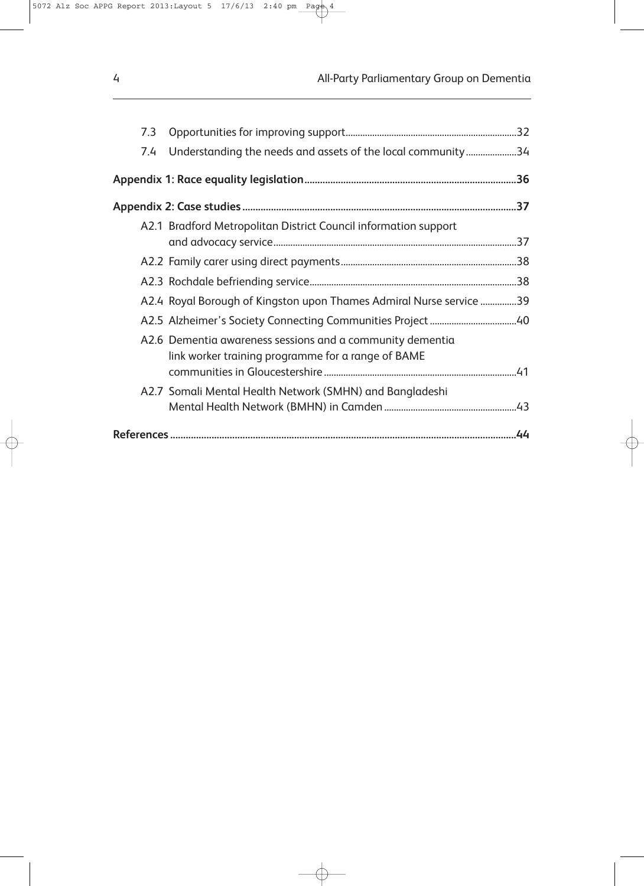- 7.3 Opportunities for improving support ..... 32
- 7.4 Understanding the needs and assets of the local community ..... 34

**Appendix 1: Race equality legislation ..... 36**

**Appendix 2: Case studies ..... 37**

- A2.1 Bradford Metropolitan District Council information support and advocacy service ..... 37
- A2.2 Family carer using direct payments ..... 38
- A2.3 Rochdale befriending service ..... 38
- A2.4 Royal Borough of Kingston upon Thames Admiral Nurse service ..... 39
- A2.5 Alzheimer's Society Connecting Communities Project ..... 40
- A2.6 Dementia awareness sessions and a community dementia link worker training programme for a range of BAME communities in Gloucestershire ..... 41
- A2.7 Somali Mental Health Network (SMHN) and Bangladeshi Mental Health Network (BMHN) in Camden ..... 43

**References ..... 44**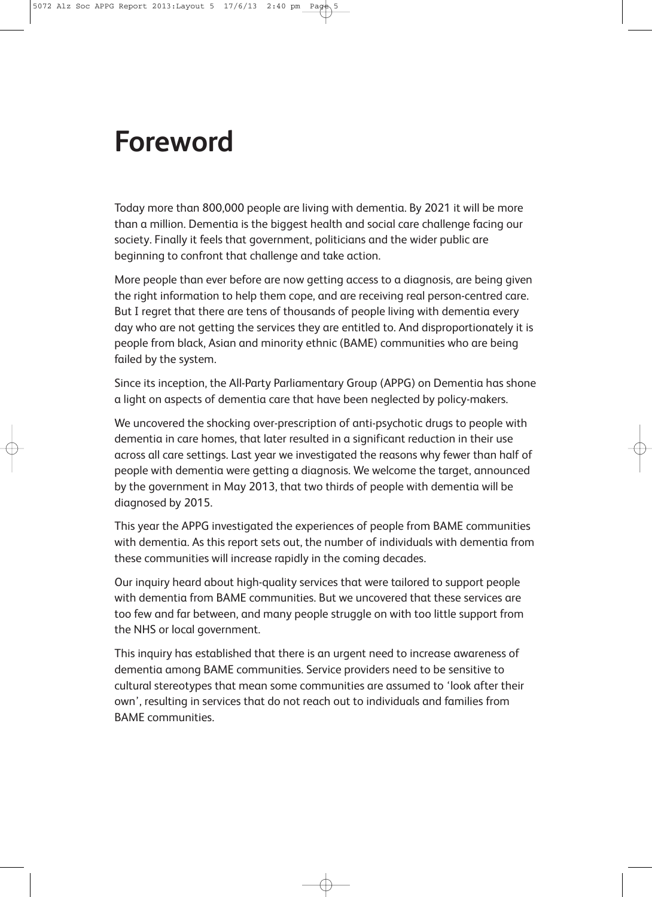# Foreword

Today more than 800,000 people are living with dementia. By 2021 it will be more than a million. Dementia is the biggest health and social care challenge facing our society. Finally it feels that government, politicians and the wider public are beginning to confront that challenge and take action.

More people than ever before are now getting access to a diagnosis, are being given the right information to help them cope, and are receiving real person-centred care. But I regret that there are tens of thousands of people living with dementia every day who are not getting the services they are entitled to. And disproportionately it is people from black, Asian and minority ethnic (BAME) communities who are being failed by the system.

Since its inception, the All-Party Parliamentary Group (APPG) on Dementia has shone a light on aspects of dementia care that have been neglected by policy-makers.

We uncovered the shocking over-prescription of anti-psychotic drugs to people with dementia in care homes, that later resulted in a significant reduction in their use across all care settings. Last year we investigated the reasons why fewer than half of people with dementia were getting a diagnosis. We welcome the target, announced by the government in May 2013, that two thirds of people with dementia will be diagnosed by 2015.

This year the APPG investigated the experiences of people from BAME communities with dementia. As this report sets out, the number of individuals with dementia from these communities will increase rapidly in the coming decades.

Our inquiry heard about high-quality services that were tailored to support people with dementia from BAME communities. But we uncovered that these services are too few and far between, and many people struggle on with too little support from the NHS or local government.

This inquiry has established that there is an urgent need to increase awareness of dementia among BAME communities. Service providers need to be sensitive to cultural stereotypes that mean some communities are assumed to 'look after their own', resulting in services that do not reach out to individuals and families from BAME communities.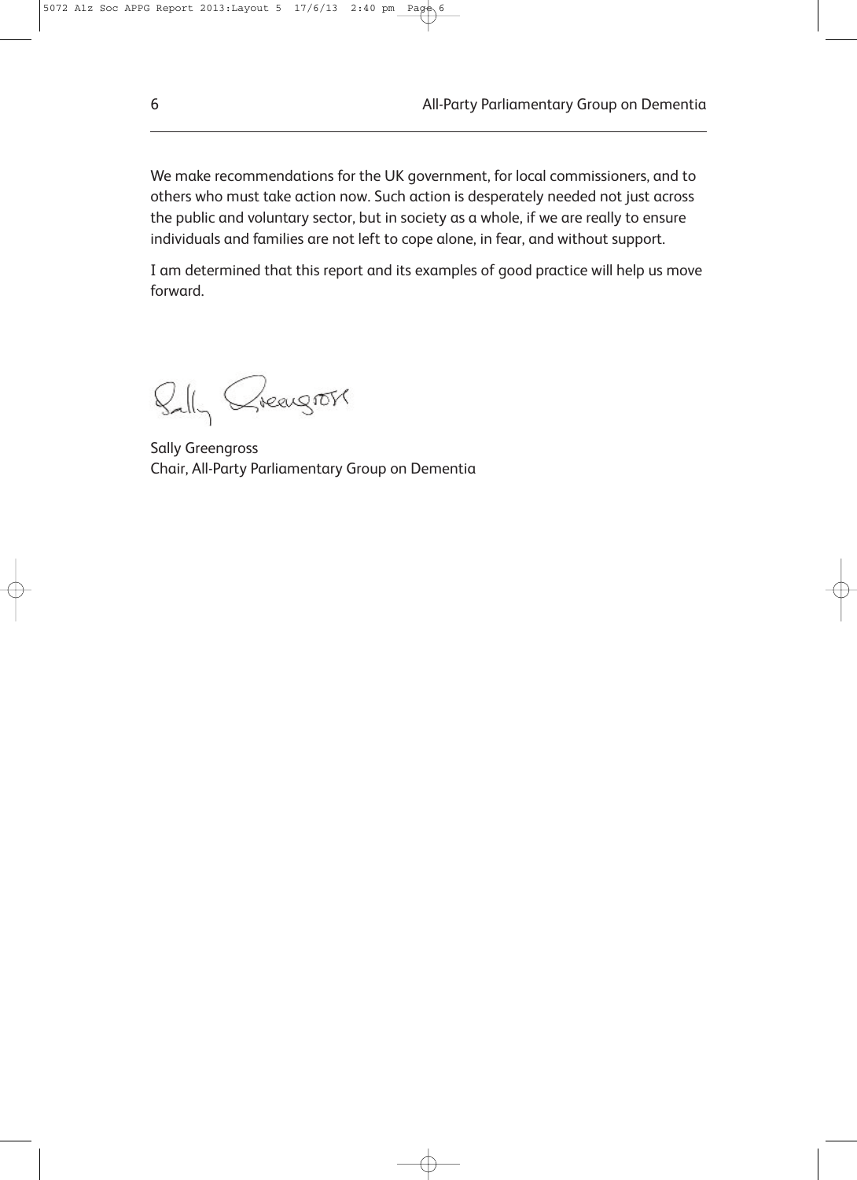We make recommendations for the UK government, for local commissioners, and to others who must take action now. Such action is desperately needed not just across the public and voluntary sector, but in society as a whole, if we are really to ensure individuals and families are not left to cope alone, in fear, and without support.

I am determined that this report and its examples of good practice will help us move forward.

Sally Greengross
Chair, All-Party Parliamentary Group on Dementia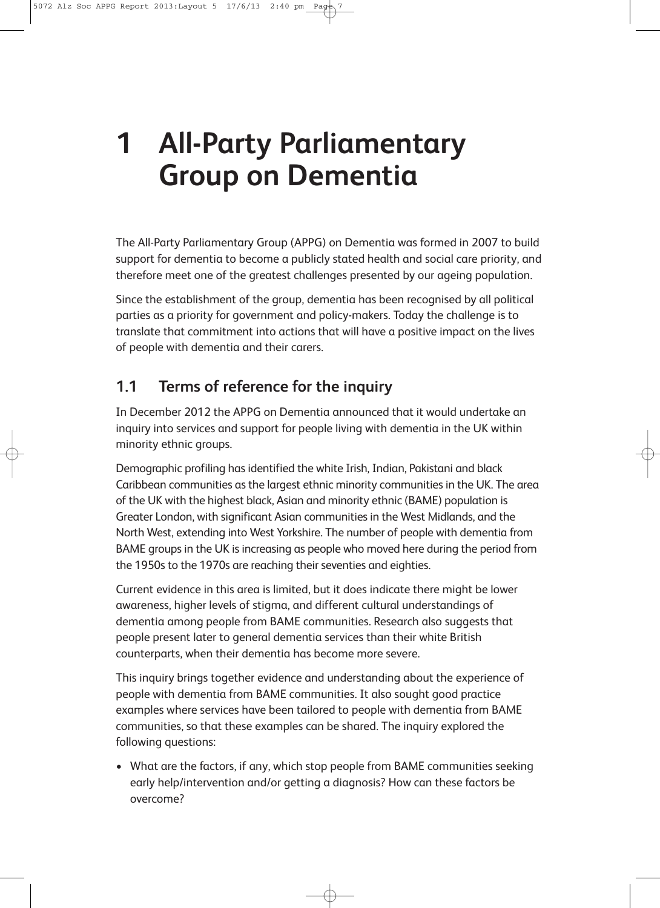# 1 All-Party Parliamentary Group on Dementia

The All-Party Parliamentary Group (APPG) on Dementia was formed in 2007 to build support for dementia to become a publicly stated health and social care priority, and therefore meet one of the greatest challenges presented by our ageing population.

Since the establishment of the group, dementia has been recognised by all political parties as a priority for government and policy-makers. Today the challenge is to translate that commitment into actions that will have a positive impact on the lives of people with dementia and their carers.

## 1.1 Terms of reference for the inquiry

In December 2012 the APPG on Dementia announced that it would undertake an inquiry into services and support for people living with dementia in the UK within minority ethnic groups.

Demographic profiling has identified the white Irish, Indian, Pakistani and black Caribbean communities as the largest ethnic minority communities in the UK. The area of the UK with the highest black, Asian and minority ethnic (BAME) population is Greater London, with significant Asian communities in the West Midlands, and the North West, extending into West Yorkshire. The number of people with dementia from BAME groups in the UK is increasing as people who moved here during the period from the 1950s to the 1970s are reaching their seventies and eighties.

Current evidence in this area is limited, but it does indicate there might be lower awareness, higher levels of stigma, and different cultural understandings of dementia among people from BAME communities. Research also suggests that people present later to general dementia services than their white British counterparts, when their dementia has become more severe.

This inquiry brings together evidence and understanding about the experience of people with dementia from BAME communities. It also sought good practice examples where services have been tailored to people with dementia from BAME communities, so that these examples can be shared. The inquiry explored the following questions:

- What are the factors, if any, which stop people from BAME communities seeking early help/intervention and/or getting a diagnosis? How can these factors be overcome?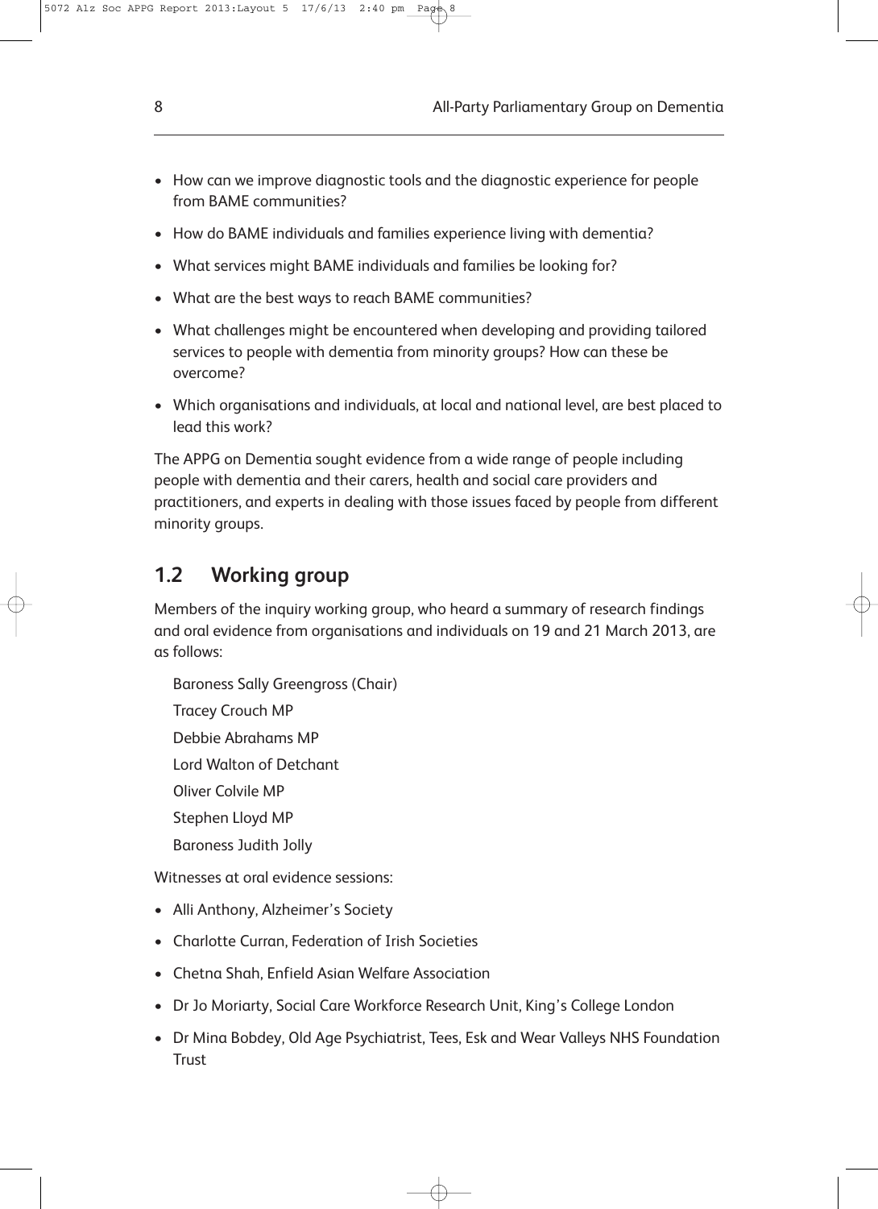- How can we improve diagnostic tools and the diagnostic experience for people from BAME communities?
- How do BAME individuals and families experience living with dementia?
- What services might BAME individuals and families be looking for?
- What are the best ways to reach BAME communities?
- What challenges might be encountered when developing and providing tailored services to people with dementia from minority groups? How can these be overcome?
- Which organisations and individuals, at local and national level, are best placed to lead this work?

The APPG on Dementia sought evidence from a wide range of people including people with dementia and their carers, health and social care providers and practitioners, and experts in dealing with those issues faced by people from different minority groups.

## 1.2 Working group

Members of the inquiry working group, who heard a summary of research findings and oral evidence from organisations and individuals on 19 and 21 March 2013, are as follows:

Baroness Sally Greengross (Chair)
Tracey Crouch MP
Debbie Abrahams MP
Lord Walton of Detchant
Oliver Colvile MP
Stephen Lloyd MP
Baroness Judith Jolly

Witnesses at oral evidence sessions:

- Alli Anthony, Alzheimer's Society
- Charlotte Curran, Federation of Irish Societies
- Chetna Shah, Enfield Asian Welfare Association
- Dr Jo Moriarty, Social Care Workforce Research Unit, King's College London
- Dr Mina Bobdey, Old Age Psychiatrist, Tees, Esk and Wear Valleys NHS Foundation Trust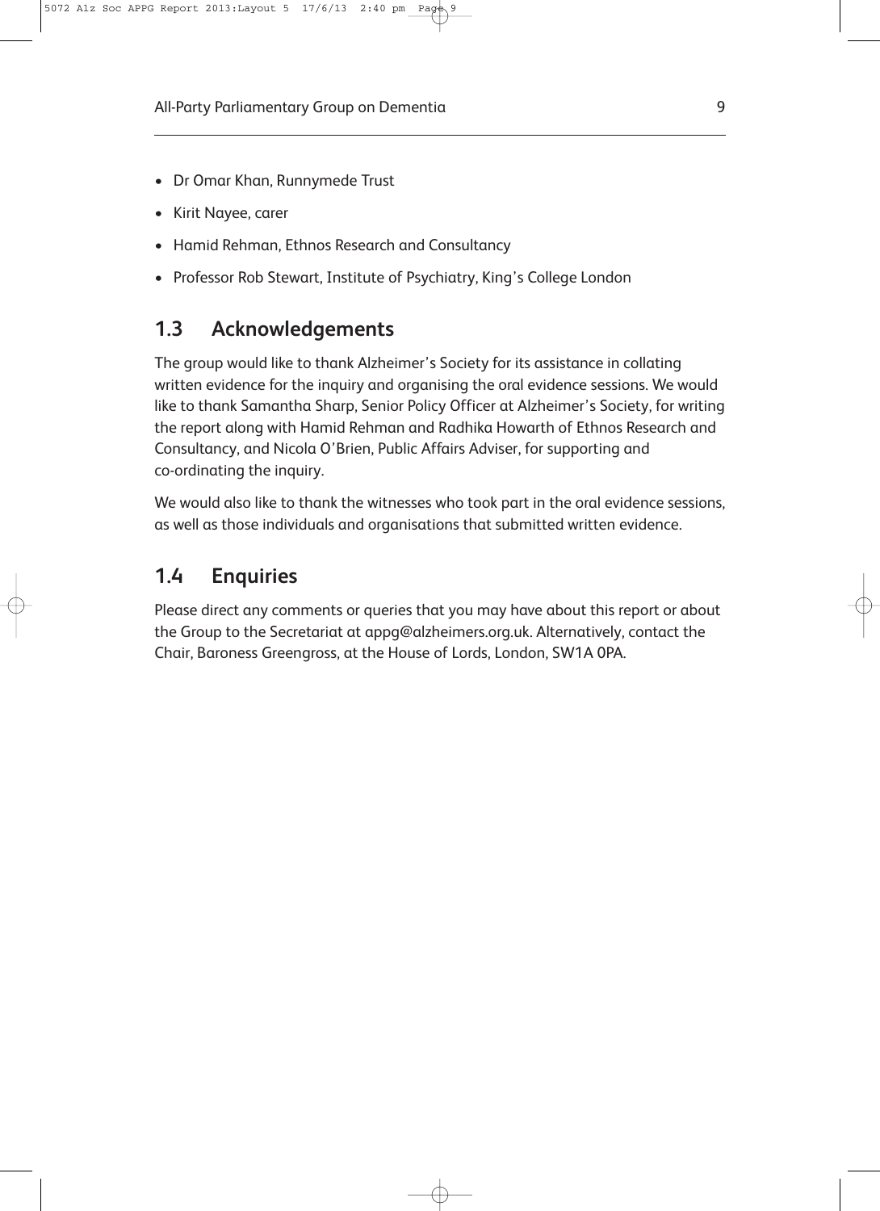- Dr Omar Khan, Runnymede Trust
- Kirit Nayee, carer
- Hamid Rehman, Ethnos Research and Consultancy
- Professor Rob Stewart, Institute of Psychiatry, King's College London

## 1.3 Acknowledgements

The group would like to thank Alzheimer's Society for its assistance in collating written evidence for the inquiry and organising the oral evidence sessions. We would like to thank Samantha Sharp, Senior Policy Officer at Alzheimer's Society, for writing the report along with Hamid Rehman and Radhika Howarth of Ethnos Research and Consultancy, and Nicola O'Brien, Public Affairs Adviser, for supporting and co-ordinating the inquiry.

We would also like to thank the witnesses who took part in the oral evidence sessions, as well as those individuals and organisations that submitted written evidence.

## 1.4 Enquiries

Please direct any comments or queries that you may have about this report or about the Group to the Secretariat at appg@alzheimers.org.uk. Alternatively, contact the Chair, Baroness Greengross, at the House of Lords, London, SW1A 0PA.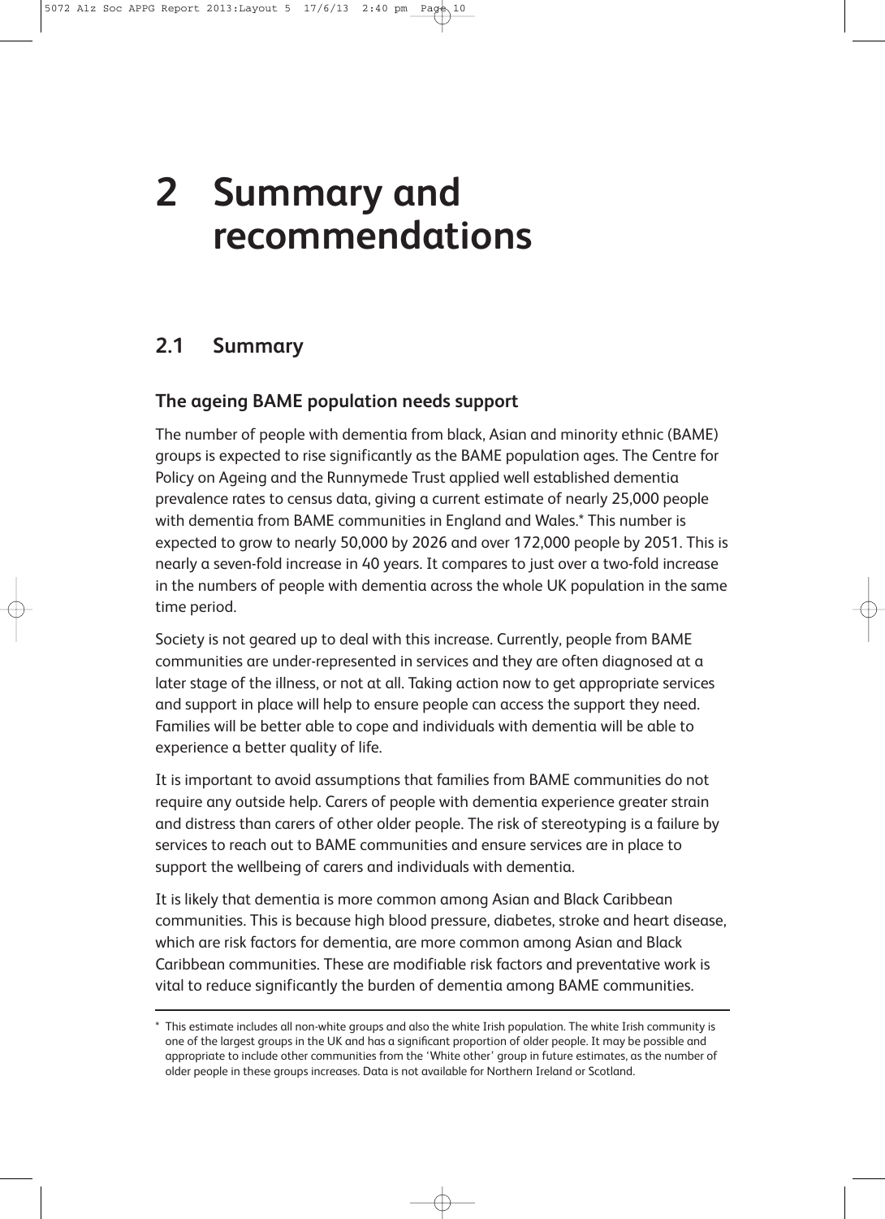# 2 Summary and recommendations

## 2.1 Summary

### The ageing BAME population needs support

The number of people with dementia from black, Asian and minority ethnic (BAME) groups is expected to rise significantly as the BAME population ages. The Centre for Policy on Ageing and the Runnymede Trust applied well established dementia prevalence rates to census data, giving a current estimate of nearly 25,000 people with dementia from BAME communities in England and Wales.* This number is expected to grow to nearly 50,000 by 2026 and over 172,000 people by 2051. This is nearly a seven-fold increase in 40 years. It compares to just over a two-fold increase in the numbers of people with dementia across the whole UK population in the same time period.

Society is not geared up to deal with this increase. Currently, people from BAME communities are under-represented in services and they are often diagnosed at a later stage of the illness, or not at all. Taking action now to get appropriate services and support in place will help to ensure people can access the support they need. Families will be better able to cope and individuals with dementia will be able to experience a better quality of life.

It is important to avoid assumptions that families from BAME communities do not require any outside help. Carers of people with dementia experience greater strain and distress than carers of other older people. The risk of stereotyping is a failure by services to reach out to BAME communities and ensure services are in place to support the wellbeing of carers and individuals with dementia.

It is likely that dementia is more common among Asian and Black Caribbean communities. This is because high blood pressure, diabetes, stroke and heart disease, which are risk factors for dementia, are more common among Asian and Black Caribbean communities. These are modifiable risk factors and preventative work is vital to reduce significantly the burden of dementia among BAME communities.

---

* This estimate includes all non-white groups and also the white Irish population. The white Irish community is one of the largest groups in the UK and has a significant proportion of older people. It may be possible and appropriate to include other communities from the 'White other' group in future estimates, as the number of older people in these groups increases. Data is not available for Northern Ireland or Scotland.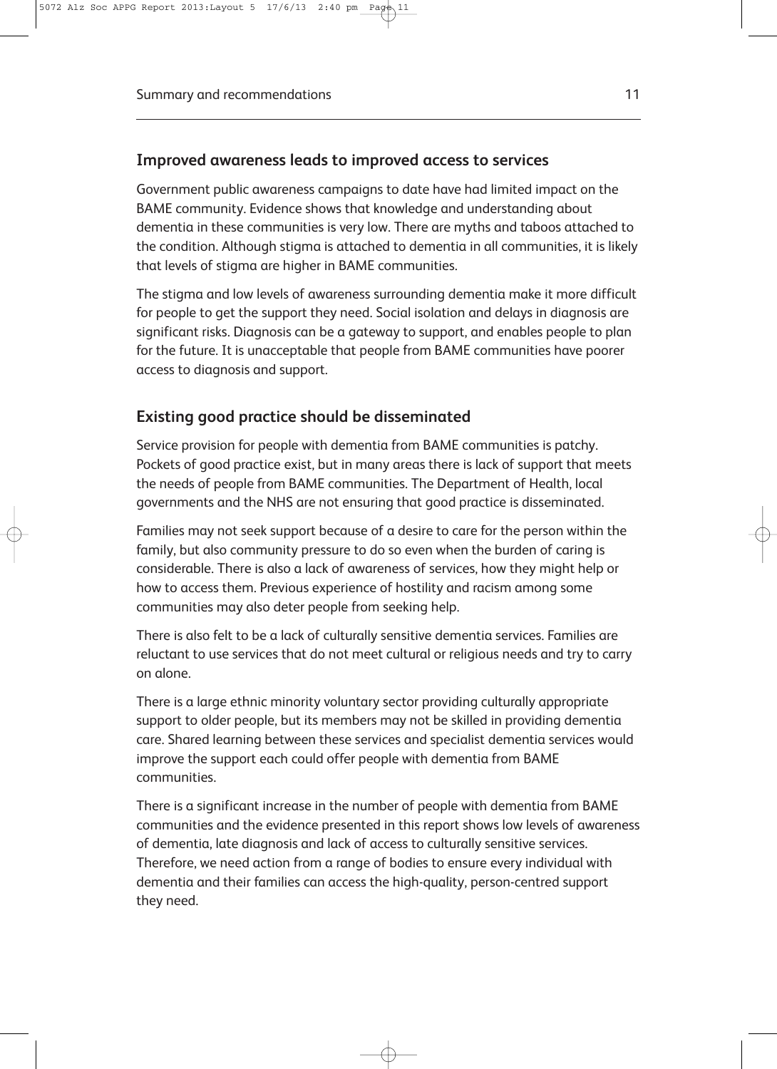## Improved awareness leads to improved access to services

Government public awareness campaigns to date have had limited impact on the BAME community. Evidence shows that knowledge and understanding about dementia in these communities is very low. There are myths and taboos attached to the condition. Although stigma is attached to dementia in all communities, it is likely that levels of stigma are higher in BAME communities.

The stigma and low levels of awareness surrounding dementia make it more difficult for people to get the support they need. Social isolation and delays in diagnosis are significant risks. Diagnosis can be a gateway to support, and enables people to plan for the future. It is unacceptable that people from BAME communities have poorer access to diagnosis and support.

## Existing good practice should be disseminated

Service provision for people with dementia from BAME communities is patchy. Pockets of good practice exist, but in many areas there is lack of support that meets the needs of people from BAME communities. The Department of Health, local governments and the NHS are not ensuring that good practice is disseminated.

Families may not seek support because of a desire to care for the person within the family, but also community pressure to do so even when the burden of caring is considerable. There is also a lack of awareness of services, how they might help or how to access them. Previous experience of hostility and racism among some communities may also deter people from seeking help.

There is also felt to be a lack of culturally sensitive dementia services. Families are reluctant to use services that do not meet cultural or religious needs and try to carry on alone.

There is a large ethnic minority voluntary sector providing culturally appropriate support to older people, but its members may not be skilled in providing dementia care. Shared learning between these services and specialist dementia services would improve the support each could offer people with dementia from BAME communities.

There is a significant increase in the number of people with dementia from BAME communities and the evidence presented in this report shows low levels of awareness of dementia, late diagnosis and lack of access to culturally sensitive services. Therefore, we need action from a range of bodies to ensure every individual with dementia and their families can access the high-quality, person-centred support they need.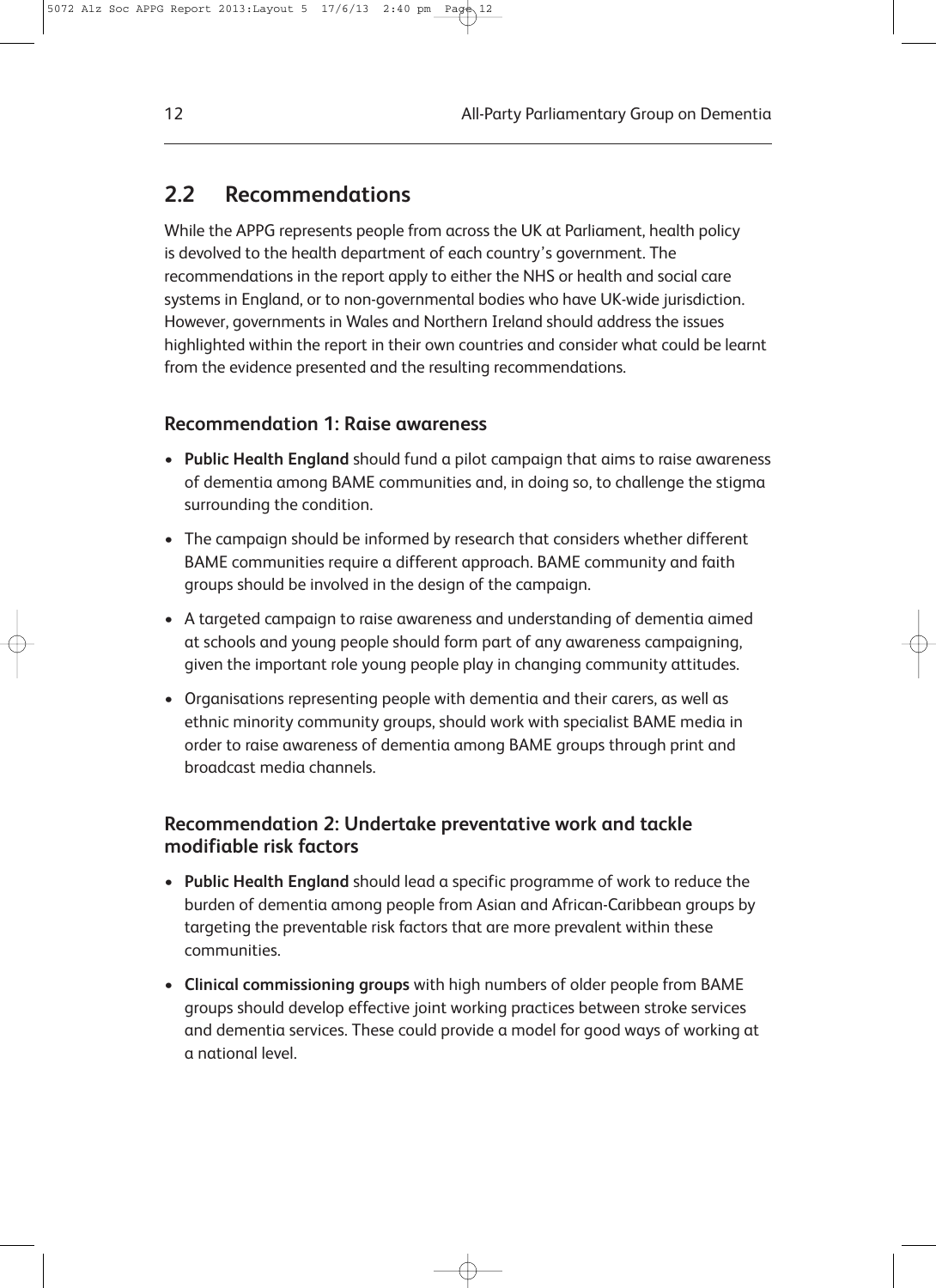## 2.2 Recommendations

While the APPG represents people from across the UK at Parliament, health policy is devolved to the health department of each country's government. The recommendations in the report apply to either the NHS or health and social care systems in England, or to non-governmental bodies who have UK-wide jurisdiction. However, governments in Wales and Northern Ireland should address the issues highlighted within the report in their own countries and consider what could be learnt from the evidence presented and the resulting recommendations.

### Recommendation 1: Raise awareness

- **Public Health England** should fund a pilot campaign that aims to raise awareness of dementia among BAME communities and, in doing so, to challenge the stigma surrounding the condition.
- The campaign should be informed by research that considers whether different BAME communities require a different approach. BAME community and faith groups should be involved in the design of the campaign.
- A targeted campaign to raise awareness and understanding of dementia aimed at schools and young people should form part of any awareness campaigning, given the important role young people play in changing community attitudes.
- Organisations representing people with dementia and their carers, as well as ethnic minority community groups, should work with specialist BAME media in order to raise awareness of dementia among BAME groups through print and broadcast media channels.

### Recommendation 2: Undertake preventative work and tackle modifiable risk factors

- **Public Health England** should lead a specific programme of work to reduce the burden of dementia among people from Asian and African-Caribbean groups by targeting the preventable risk factors that are more prevalent within these communities.
- **Clinical commissioning groups** with high numbers of older people from BAME groups should develop effective joint working practices between stroke services and dementia services. These could provide a model for good ways of working at a national level.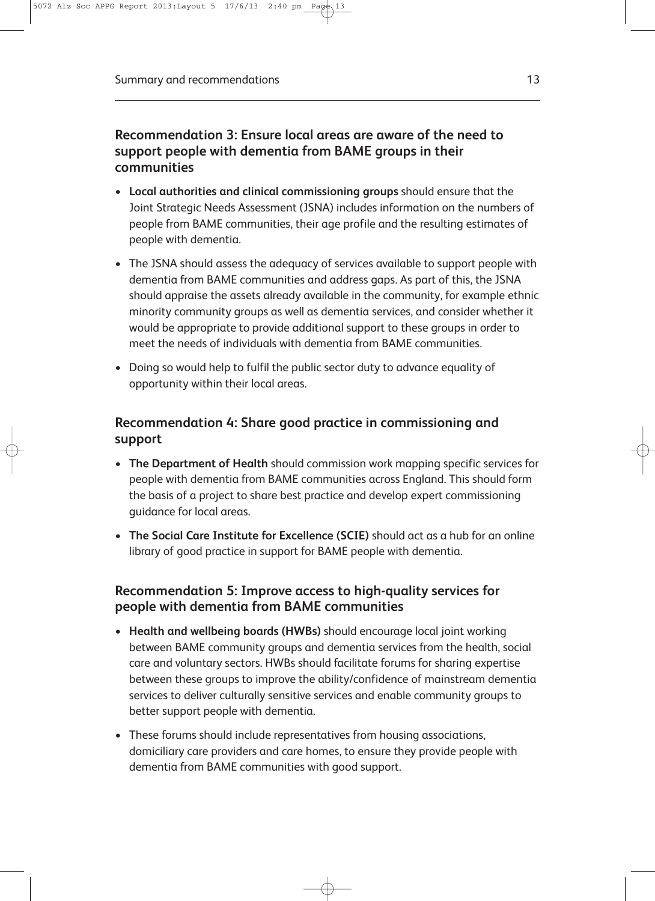### Recommendation 3: Ensure local areas are aware of the need to support people with dementia from BAME groups in their communities

- **Local authorities and clinical commissioning groups** should ensure that the Joint Strategic Needs Assessment (JSNA) includes information on the numbers of people from BAME communities, their age profile and the resulting estimates of people with dementia.
- The JSNA should assess the adequacy of services available to support people with dementia from BAME communities and address gaps. As part of this, the JSNA should appraise the assets already available in the community, for example ethnic minority community groups as well as dementia services, and consider whether it would be appropriate to provide additional support to these groups in order to meet the needs of individuals with dementia from BAME communities.
- Doing so would help to fulfil the public sector duty to advance equality of opportunity within their local areas.

### Recommendation 4: Share good practice in commissioning and support

- **The Department of Health** should commission work mapping specific services for people with dementia from BAME communities across England. This should form the basis of a project to share best practice and develop expert commissioning guidance for local areas.
- **The Social Care Institute for Excellence (SCIE)** should act as a hub for an online library of good practice in support for BAME people with dementia.

### Recommendation 5: Improve access to high-quality services for people with dementia from BAME communities

- **Health and wellbeing boards (HWBs)** should encourage local joint working between BAME community groups and dementia services from the health, social care and voluntary sectors. HWBs should facilitate forums for sharing expertise between these groups to improve the ability/confidence of mainstream dementia services to deliver culturally sensitive services and enable community groups to better support people with dementia.
- These forums should include representatives from housing associations, domiciliary care providers and care homes, to ensure they provide people with dementia from BAME communities with good support.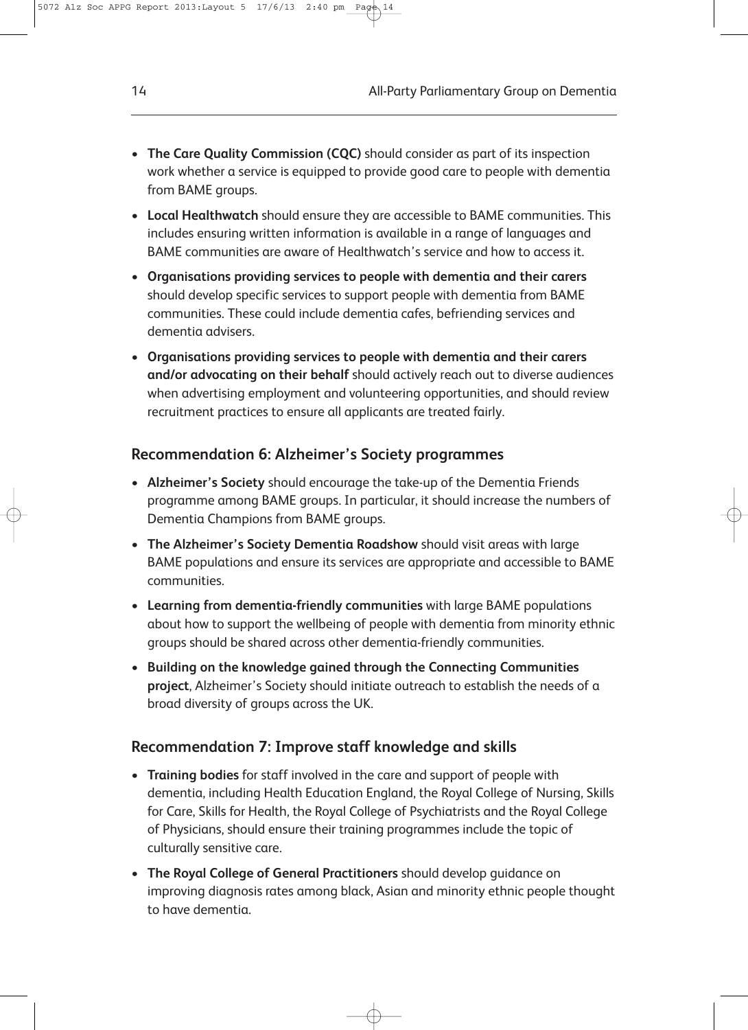- **The Care Quality Commission (CQC)** should consider as part of its inspection work whether a service is equipped to provide good care to people with dementia from BAME groups.
- **Local Healthwatch** should ensure they are accessible to BAME communities. This includes ensuring written information is available in a range of languages and BAME communities are aware of Healthwatch's service and how to access it.
- **Organisations providing services to people with dementia and their carers** should develop specific services to support people with dementia from BAME communities. These could include dementia cafes, befriending services and dementia advisers.
- **Organisations providing services to people with dementia and their carers and/or advocating on their behalf** should actively reach out to diverse audiences when advertising employment and volunteering opportunities, and should review recruitment practices to ensure all applicants are treated fairly.

## Recommendation 6: Alzheimer's Society programmes

- **Alzheimer's Society** should encourage the take-up of the Dementia Friends programme among BAME groups. In particular, it should increase the numbers of Dementia Champions from BAME groups.
- **The Alzheimer's Society Dementia Roadshow** should visit areas with large BAME populations and ensure its services are appropriate and accessible to BAME communities.
- **Learning from dementia-friendly communities** with large BAME populations about how to support the wellbeing of people with dementia from minority ethnic groups should be shared across other dementia-friendly communities.
- **Building on the knowledge gained through the Connecting Communities project**, Alzheimer's Society should initiate outreach to establish the needs of a broad diversity of groups across the UK.

## Recommendation 7: Improve staff knowledge and skills

- **Training bodies** for staff involved in the care and support of people with dementia, including Health Education England, the Royal College of Nursing, Skills for Care, Skills for Health, the Royal College of Psychiatrists and the Royal College of Physicians, should ensure their training programmes include the topic of culturally sensitive care.
- **The Royal College of General Practitioners** should develop guidance on improving diagnosis rates among black, Asian and minority ethnic people thought to have dementia.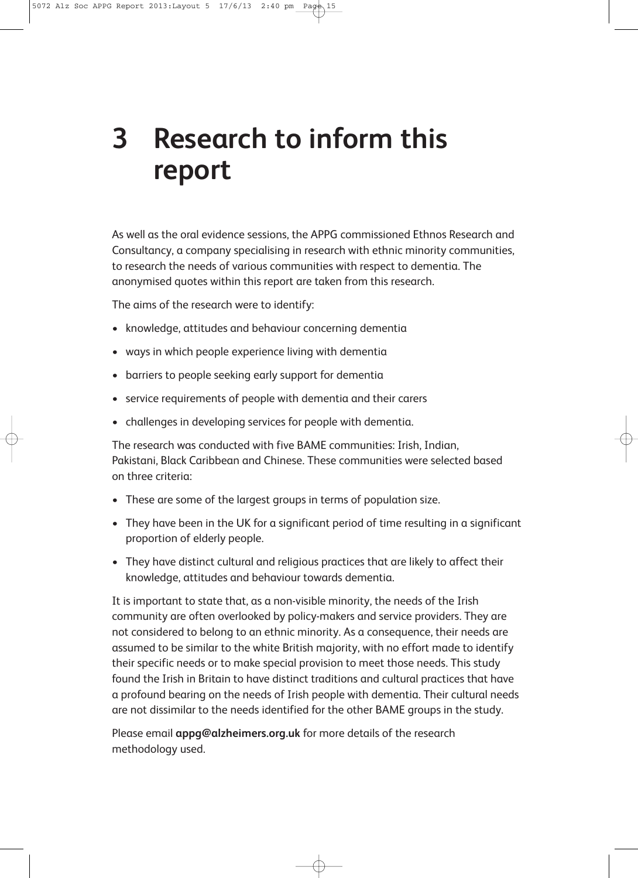# 3 Research to inform this report

As well as the oral evidence sessions, the APPG commissioned Ethnos Research and Consultancy, a company specialising in research with ethnic minority communities, to research the needs of various communities with respect to dementia. The anonymised quotes within this report are taken from this research.

The aims of the research were to identify:

- knowledge, attitudes and behaviour concerning dementia
- ways in which people experience living with dementia
- barriers to people seeking early support for dementia
- service requirements of people with dementia and their carers
- challenges in developing services for people with dementia.

The research was conducted with five BAME communities: Irish, Indian, Pakistani, Black Caribbean and Chinese. These communities were selected based on three criteria:

- These are some of the largest groups in terms of population size.
- They have been in the UK for a significant period of time resulting in a significant proportion of elderly people.
- They have distinct cultural and religious practices that are likely to affect their knowledge, attitudes and behaviour towards dementia.

It is important to state that, as a non-visible minority, the needs of the Irish community are often overlooked by policy-makers and service providers. They are not considered to belong to an ethnic minority. As a consequence, their needs are assumed to be similar to the white British majority, with no effort made to identify their specific needs or to make special provision to meet those needs. This study found the Irish in Britain to have distinct traditions and cultural practices that have a profound bearing on the needs of Irish people with dementia. Their cultural needs are not dissimilar to the needs identified for the other BAME groups in the study.

Please email **appg@alzheimers.org.uk** for more details of the research methodology used.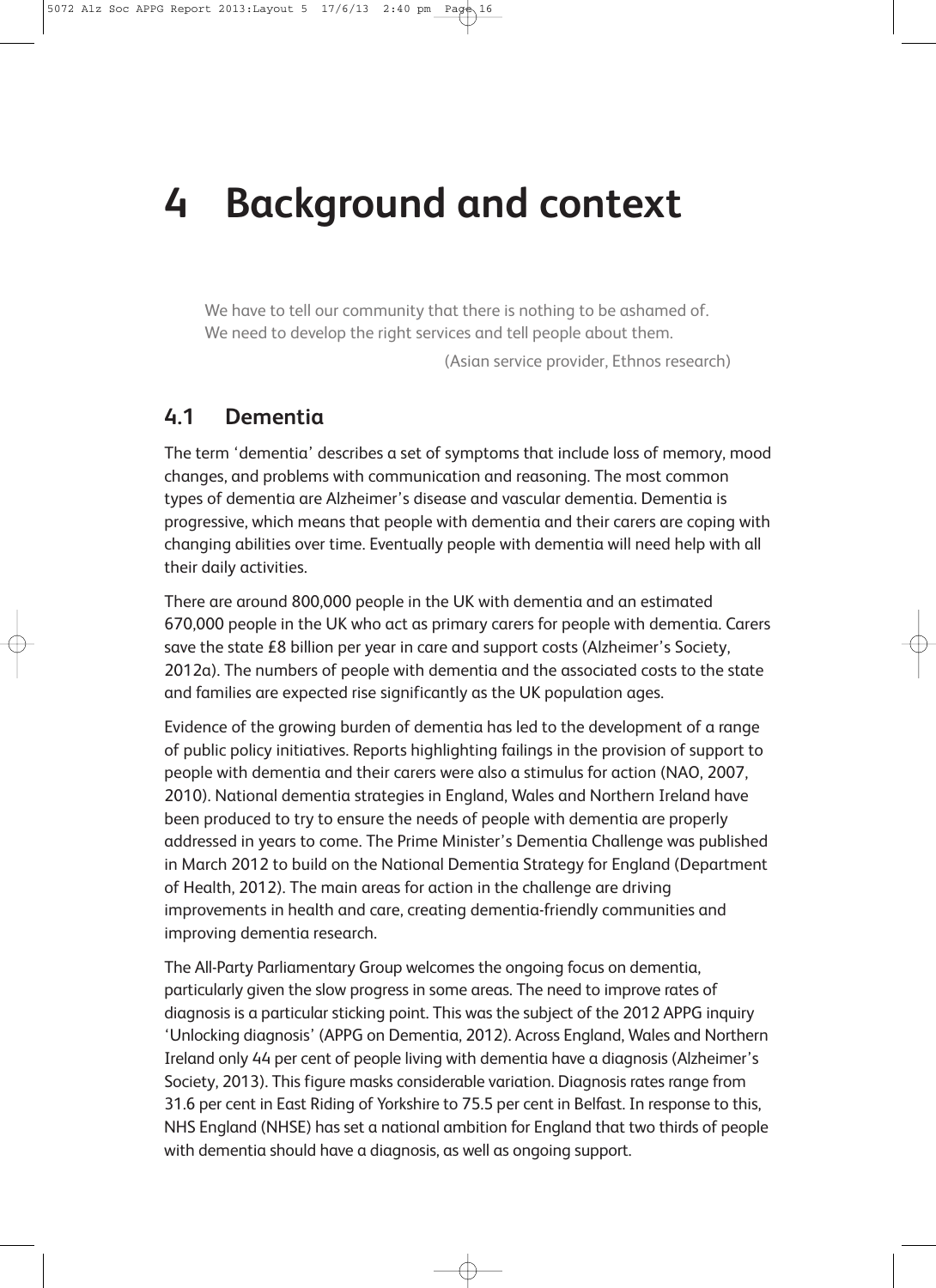# 4 Background and context

> We have to tell our community that there is nothing to be ashamed of.
> We need to develop the right services and tell people about them.
>
> (Asian service provider, Ethnos research)

## 4.1 Dementia

The term 'dementia' describes a set of symptoms that include loss of memory, mood changes, and problems with communication and reasoning. The most common types of dementia are Alzheimer's disease and vascular dementia. Dementia is progressive, which means that people with dementia and their carers are coping with changing abilities over time. Eventually people with dementia will need help with all their daily activities.

There are around 800,000 people in the UK with dementia and an estimated 670,000 people in the UK who act as primary carers for people with dementia. Carers save the state £8 billion per year in care and support costs (Alzheimer's Society, 2012a). The numbers of people with dementia and the associated costs to the state and families are expected rise significantly as the UK population ages.

Evidence of the growing burden of dementia has led to the development of a range of public policy initiatives. Reports highlighting failings in the provision of support to people with dementia and their carers were also a stimulus for action (NAO, 2007, 2010). National dementia strategies in England, Wales and Northern Ireland have been produced to try to ensure the needs of people with dementia are properly addressed in years to come. The Prime Minister's Dementia Challenge was published in March 2012 to build on the National Dementia Strategy for England (Department of Health, 2012). The main areas for action in the challenge are driving improvements in health and care, creating dementia-friendly communities and improving dementia research.

The All-Party Parliamentary Group welcomes the ongoing focus on dementia, particularly given the slow progress in some areas. The need to improve rates of diagnosis is a particular sticking point. This was the subject of the 2012 APPG inquiry 'Unlocking diagnosis' (APPG on Dementia, 2012). Across England, Wales and Northern Ireland only 44 per cent of people living with dementia have a diagnosis (Alzheimer's Society, 2013). This figure masks considerable variation. Diagnosis rates range from 31.6 per cent in East Riding of Yorkshire to 75.5 per cent in Belfast. In response to this, NHS England (NHSE) has set a national ambition for England that two thirds of people with dementia should have a diagnosis, as well as ongoing support.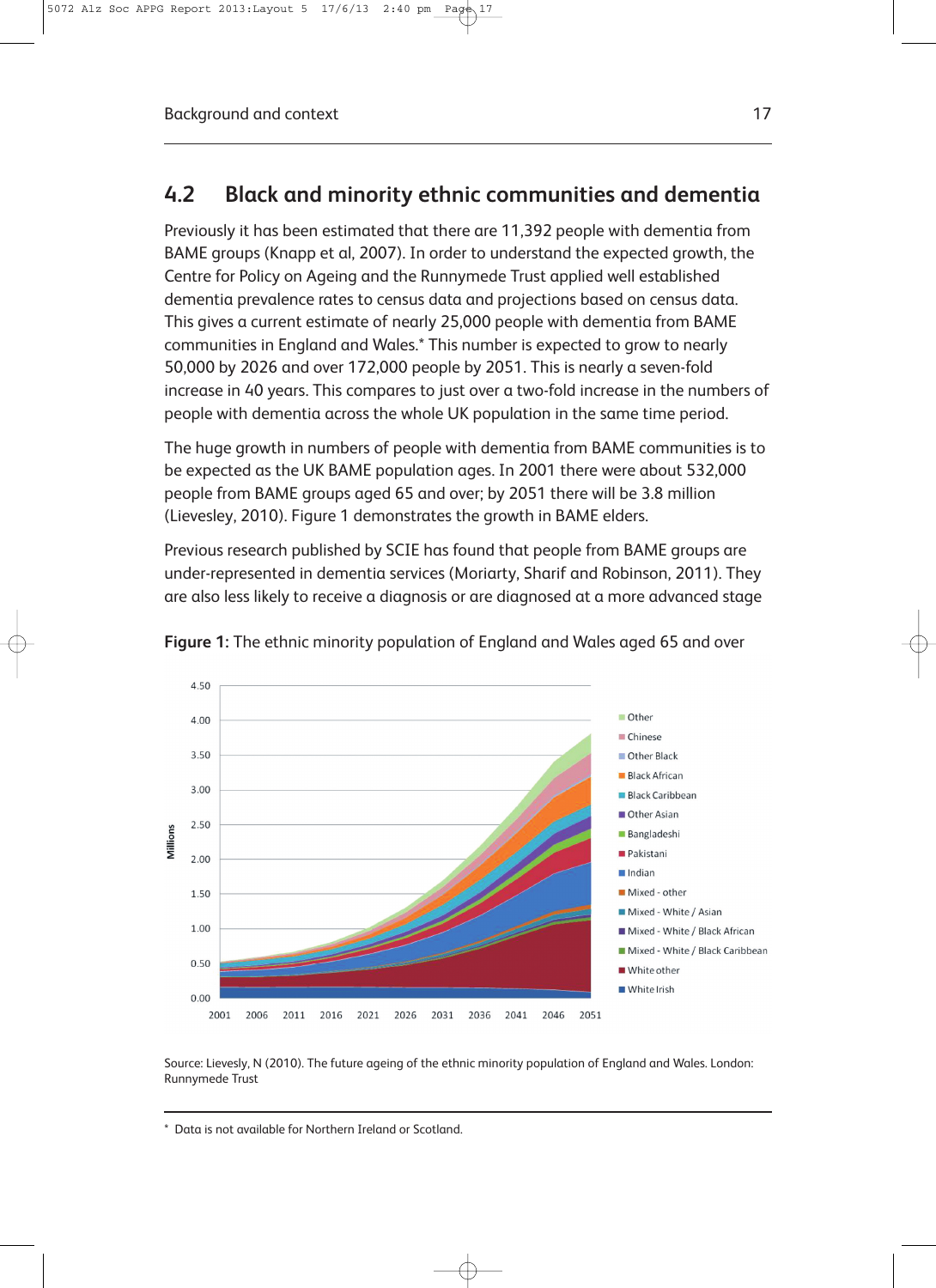## 4.2 Black and minority ethnic communities and dementia

Previously it has been estimated that there are 11,392 people with dementia from BAME groups (Knapp et al, 2007). In order to understand the expected growth, the Centre for Policy on Ageing and the Runnymede Trust applied well established dementia prevalence rates to census data and projections based on census data. This gives a current estimate of nearly 25,000 people with dementia from BAME communities in England and Wales.* This number is expected to grow to nearly 50,000 by 2026 and over 172,000 people by 2051. This is nearly a seven-fold increase in 40 years. This compares to just over a two-fold increase in the numbers of people with dementia across the whole UK population in the same time period.

The huge growth in numbers of people with dementia from BAME communities is to be expected as the UK BAME population ages. In 2001 there were about 532,000 people from BAME groups aged 65 and over; by 2051 there will be 3.8 million (Lievesley, 2010). Figure 1 demonstrates the growth in BAME elders.

Previous research published by SCIE has found that people from BAME groups are under-represented in dementia services (Moriarty, Sharif and Robinson, 2011). They are also less likely to receive a diagnosis or are diagnosed at a more advanced stage

**Figure 1:** The ethnic minority population of England and Wales aged 65 and over

Source: Lievesly, N (2010). The future ageing of the ethnic minority population of England and Wales. London: Runnymede Trust

\* Data is not available for Northern Ireland or Scotland.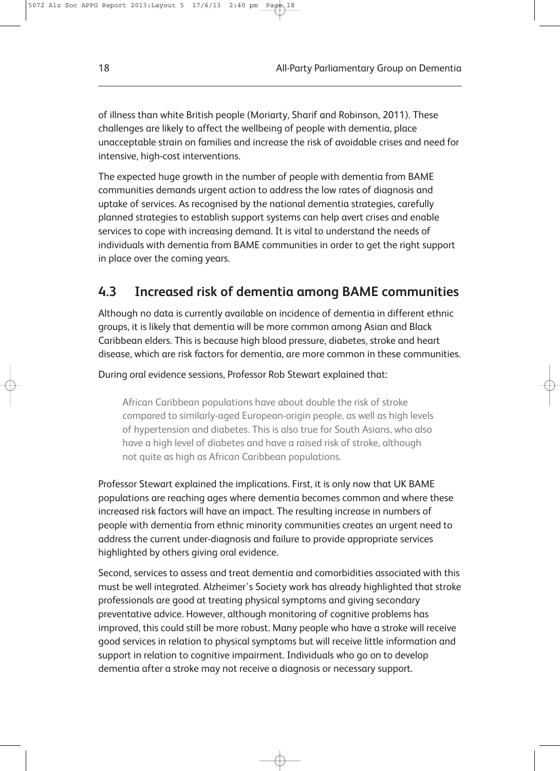of illness than white British people (Moriarty, Sharif and Robinson, 2011). These challenges are likely to affect the wellbeing of people with dementia, place unacceptable strain on families and increase the risk of avoidable crises and need for intensive, high-cost interventions.

The expected huge growth in the number of people with dementia from BAME communities demands urgent action to address the low rates of diagnosis and uptake of services. As recognised by the national dementia strategies, carefully planned strategies to establish support systems can help avert crises and enable services to cope with increasing demand. It is vital to understand the needs of individuals with dementia from BAME communities in order to get the right support in place over the coming years.

## 4.3 Increased risk of dementia among BAME communities

Although no data is currently available on incidence of dementia in different ethnic groups, it is likely that dementia will be more common among Asian and Black Caribbean elders. This is because high blood pressure, diabetes, stroke and heart disease, which are risk factors for dementia, are more common in these communities.

During oral evidence sessions, Professor Rob Stewart explained that:

> African Caribbean populations have about double the risk of stroke compared to similarly-aged European-origin people, as well as high levels of hypertension and diabetes. This is also true for South Asians, who also have a high level of diabetes and have a raised risk of stroke, although not quite as high as African Caribbean populations.

Professor Stewart explained the implications. First, it is only now that UK BAME populations are reaching ages where dementia becomes common and where these increased risk factors will have an impact. The resulting increase in numbers of people with dementia from ethnic minority communities creates an urgent need to address the current under-diagnosis and failure to provide appropriate services highlighted by others giving oral evidence.

Second, services to assess and treat dementia and comorbidities associated with this must be well integrated. Alzheimer's Society work has already highlighted that stroke professionals are good at treating physical symptoms and giving secondary preventative advice. However, although monitoring of cognitive problems has improved, this could still be more robust. Many people who have a stroke will receive good services in relation to physical symptoms but will receive little information and support in relation to cognitive impairment. Individuals who go on to develop dementia after a stroke may not receive a diagnosis or necessary support.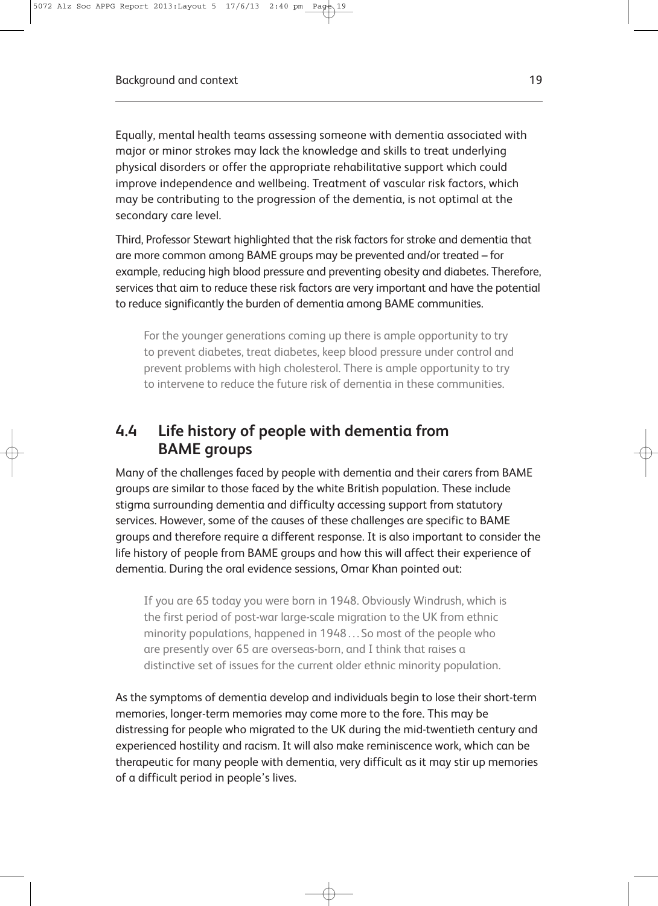Equally, mental health teams assessing someone with dementia associated with major or minor strokes may lack the knowledge and skills to treat underlying physical disorders or offer the appropriate rehabilitative support which could improve independence and wellbeing. Treatment of vascular risk factors, which may be contributing to the progression of the dementia, is not optimal at the secondary care level.

Third, Professor Stewart highlighted that the risk factors for stroke and dementia that are more common among BAME groups may be prevented and/or treated – for example, reducing high blood pressure and preventing obesity and diabetes. Therefore, services that aim to reduce these risk factors are very important and have the potential to reduce significantly the burden of dementia among BAME communities.

> For the younger generations coming up there is ample opportunity to try to prevent diabetes, treat diabetes, keep blood pressure under control and prevent problems with high cholesterol. There is ample opportunity to try to intervene to reduce the future risk of dementia in these communities.

## 4.4 Life history of people with dementia from BAME groups

Many of the challenges faced by people with dementia and their carers from BAME groups are similar to those faced by the white British population. These include stigma surrounding dementia and difficulty accessing support from statutory services. However, some of the causes of these challenges are specific to BAME groups and therefore require a different response. It is also important to consider the life history of people from BAME groups and how this will affect their experience of dementia. During the oral evidence sessions, Omar Khan pointed out:

> If you are 65 today you were born in 1948. Obviously Windrush, which is the first period of post-war large-scale migration to the UK from ethnic minority populations, happened in 1948 . . . So most of the people who are presently over 65 are overseas-born, and I think that raises a distinctive set of issues for the current older ethnic minority population.

As the symptoms of dementia develop and individuals begin to lose their short-term memories, longer-term memories may come more to the fore. This may be distressing for people who migrated to the UK during the mid-twentieth century and experienced hostility and racism. It will also make reminiscence work, which can be therapeutic for many people with dementia, very difficult as it may stir up memories of a difficult period in people's lives.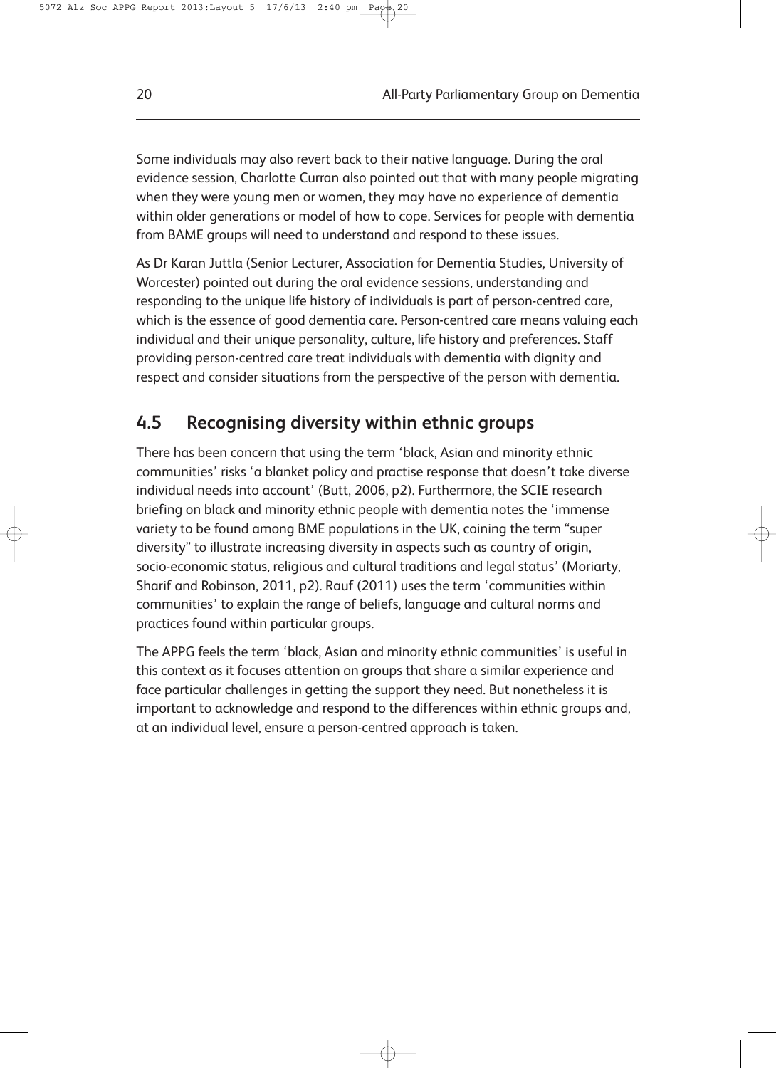Some individuals may also revert back to their native language. During the oral evidence session, Charlotte Curran also pointed out that with many people migrating when they were young men or women, they may have no experience of dementia within older generations or model of how to cope. Services for people with dementia from BAME groups will need to understand and respond to these issues.

As Dr Karan Juttla (Senior Lecturer, Association for Dementia Studies, University of Worcester) pointed out during the oral evidence sessions, understanding and responding to the unique life history of individuals is part of person-centred care, which is the essence of good dementia care. Person-centred care means valuing each individual and their unique personality, culture, life history and preferences. Staff providing person-centred care treat individuals with dementia with dignity and respect and consider situations from the perspective of the person with dementia.

## 4.5 Recognising diversity within ethnic groups

There has been concern that using the term 'black, Asian and minority ethnic communities' risks 'a blanket policy and practise response that doesn't take diverse individual needs into account' (Butt, 2006, p2). Furthermore, the SCIE research briefing on black and minority ethnic people with dementia notes the 'immense variety to be found among BME populations in the UK, coining the term "super diversity" to illustrate increasing diversity in aspects such as country of origin, socio-economic status, religious and cultural traditions and legal status' (Moriarty, Sharif and Robinson, 2011, p2). Rauf (2011) uses the term 'communities within communities' to explain the range of beliefs, language and cultural norms and practices found within particular groups.

The APPG feels the term 'black, Asian and minority ethnic communities' is useful in this context as it focuses attention on groups that share a similar experience and face particular challenges in getting the support they need. But nonetheless it is important to acknowledge and respond to the differences within ethnic groups and, at an individual level, ensure a person-centred approach is taken.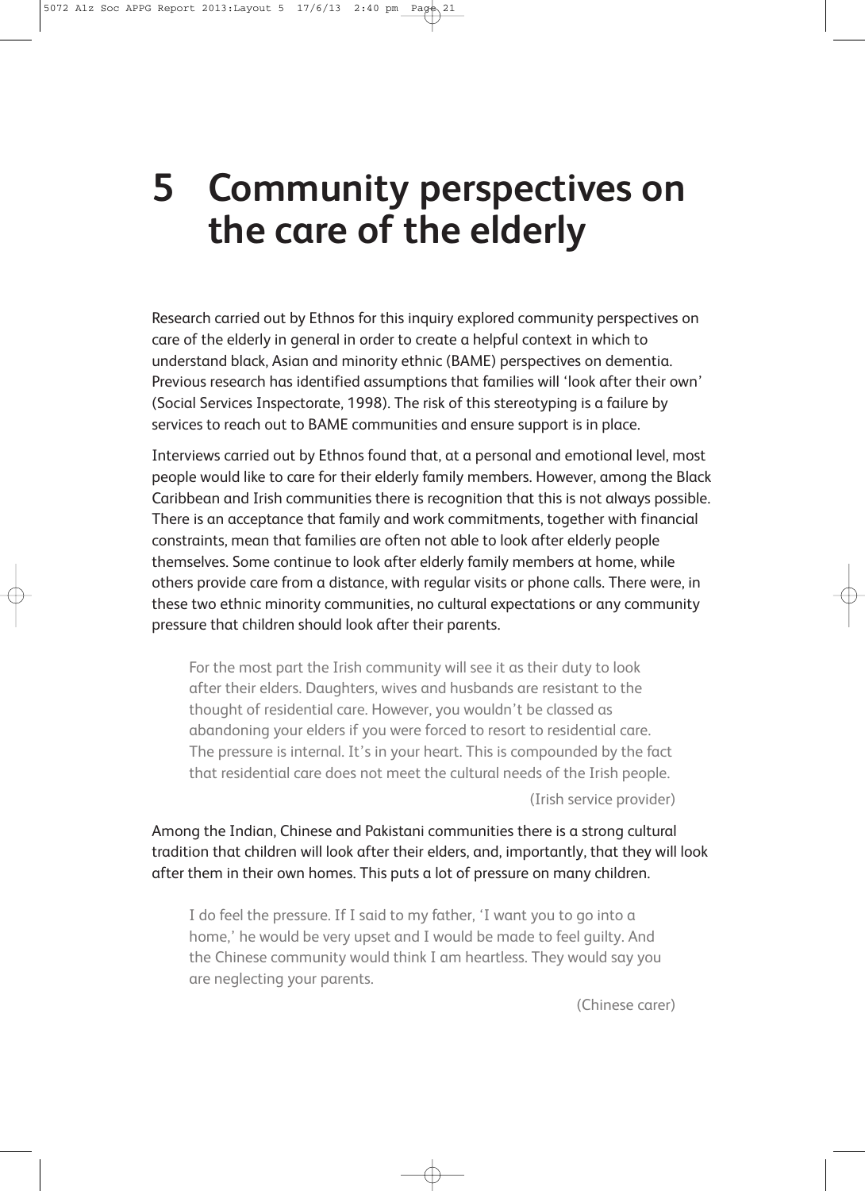# 5 Community perspectives on the care of the elderly

Research carried out by Ethnos for this inquiry explored community perspectives on care of the elderly in general in order to create a helpful context in which to understand black, Asian and minority ethnic (BAME) perspectives on dementia. Previous research has identified assumptions that families will 'look after their own' (Social Services Inspectorate, 1998). The risk of this stereotyping is a failure by services to reach out to BAME communities and ensure support is in place.

Interviews carried out by Ethnos found that, at a personal and emotional level, most people would like to care for their elderly family members. However, among the Black Caribbean and Irish communities there is recognition that this is not always possible. There is an acceptance that family and work commitments, together with financial constraints, mean that families are often not able to look after elderly people themselves. Some continue to look after elderly family members at home, while others provide care from a distance, with regular visits or phone calls. There were, in these two ethnic minority communities, no cultural expectations or any community pressure that children should look after their parents.

> For the most part the Irish community will see it as their duty to look after their elders. Daughters, wives and husbands are resistant to the thought of residential care. However, you wouldn't be classed as abandoning your elders if you were forced to resort to residential care. The pressure is internal. It's in your heart. This is compounded by the fact that residential care does not meet the cultural needs of the Irish people.
>
> (Irish service provider)

Among the Indian, Chinese and Pakistani communities there is a strong cultural tradition that children will look after their elders, and, importantly, that they will look after them in their own homes. This puts a lot of pressure on many children.

> I do feel the pressure. If I said to my father, 'I want you to go into a home,' he would be very upset and I would be made to feel guilty. And the Chinese community would think I am heartless. They would say you are neglecting your parents.
>
> (Chinese carer)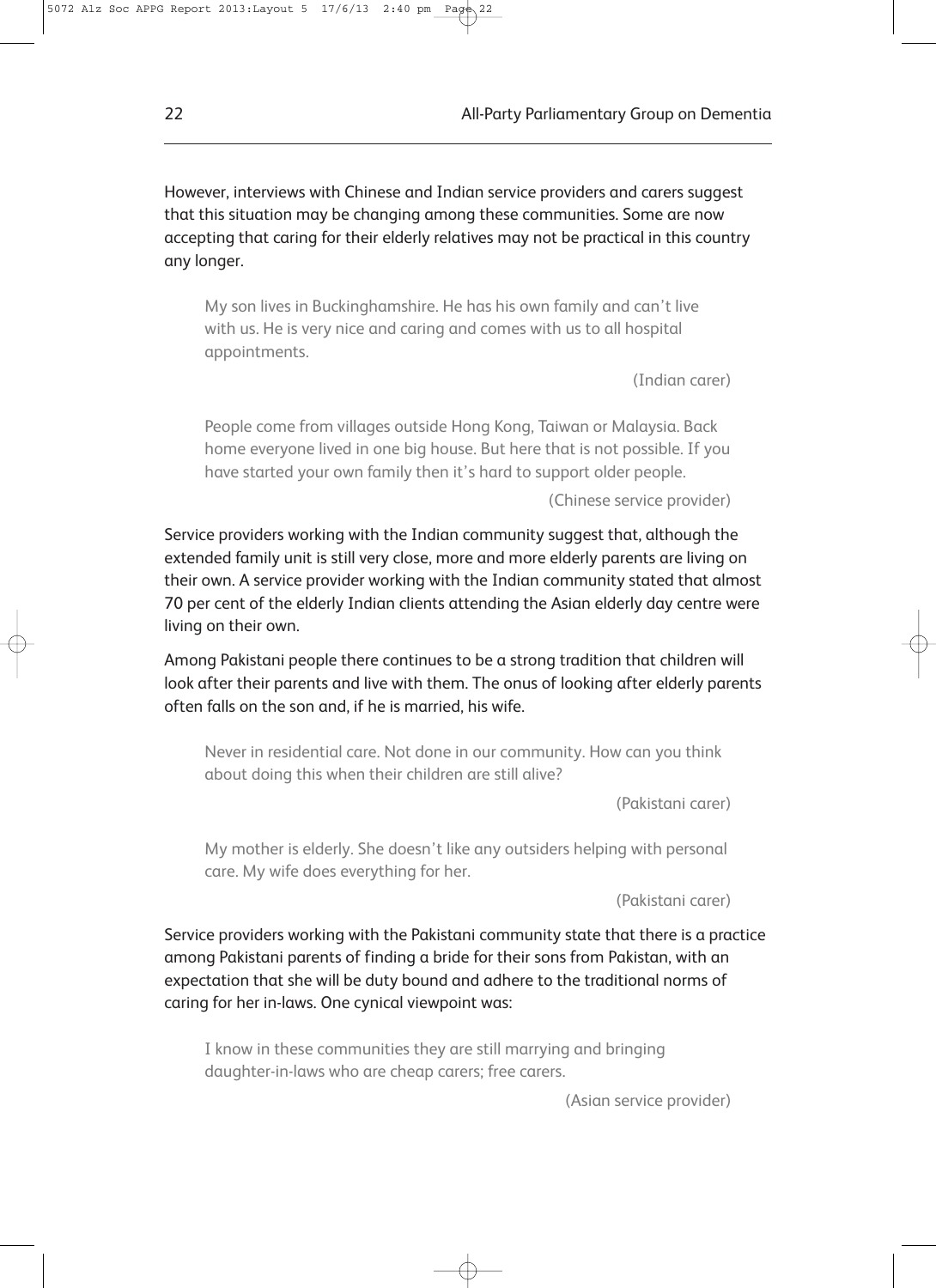However, interviews with Chinese and Indian service providers and carers suggest that this situation may be changing among these communities. Some are now accepting that caring for their elderly relatives may not be practical in this country any longer.

> My son lives in Buckinghamshire. He has his own family and can't live with us. He is very nice and caring and comes with us to all hospital appointments.
>
> (Indian carer)

> People come from villages outside Hong Kong, Taiwan or Malaysia. Back home everyone lived in one big house. But here that is not possible. If you have started your own family then it's hard to support older people.
>
> (Chinese service provider)

Service providers working with the Indian community suggest that, although the extended family unit is still very close, more and more elderly parents are living on their own. A service provider working with the Indian community stated that almost 70 per cent of the elderly Indian clients attending the Asian elderly day centre were living on their own.

Among Pakistani people there continues to be a strong tradition that children will look after their parents and live with them. The onus of looking after elderly parents often falls on the son and, if he is married, his wife.

> Never in residential care. Not done in our community. How can you think about doing this when their children are still alive?
>
> (Pakistani carer)

> My mother is elderly. She doesn't like any outsiders helping with personal care. My wife does everything for her.
>
> (Pakistani carer)

Service providers working with the Pakistani community state that there is a practice among Pakistani parents of finding a bride for their sons from Pakistan, with an expectation that she will be duty bound and adhere to the traditional norms of caring for her in-laws. One cynical viewpoint was:

> I know in these communities they are still marrying and bringing daughter-in-laws who are cheap carers; free carers.
>
> (Asian service provider)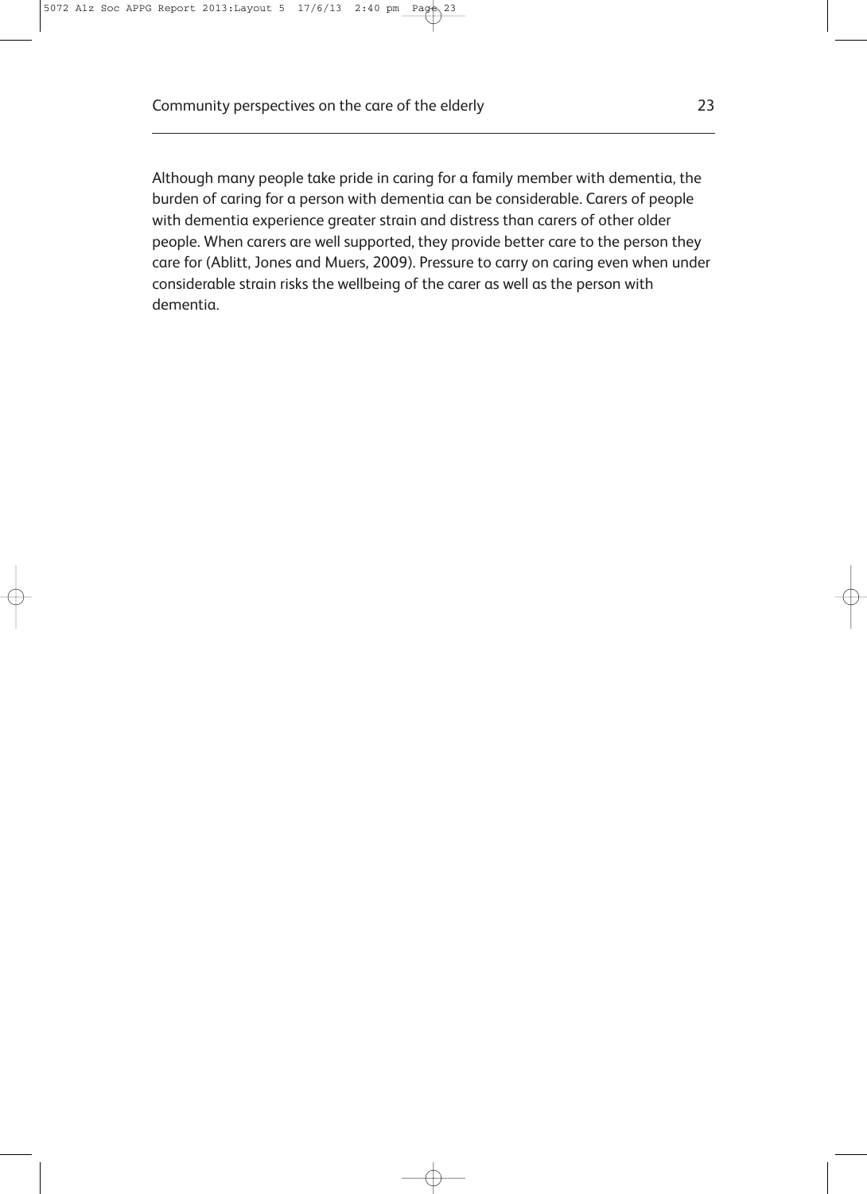Although many people take pride in caring for a family member with dementia, the burden of caring for a person with dementia can be considerable. Carers of people with dementia experience greater strain and distress than carers of other older people. When carers are well supported, they provide better care to the person they care for (Ablitt, Jones and Muers, 2009). Pressure to carry on caring even when under considerable strain risks the wellbeing of the carer as well as the person with dementia.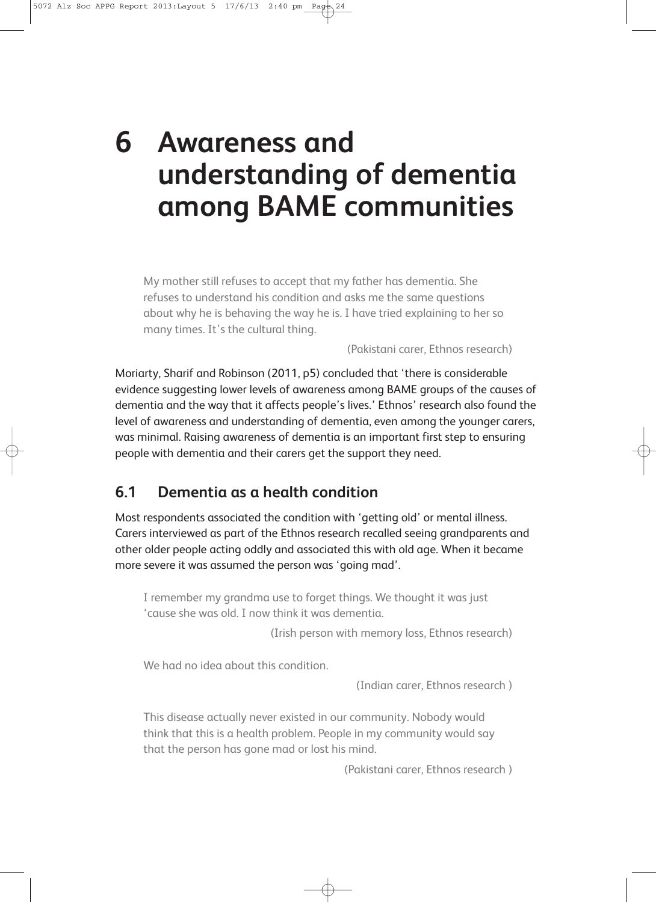# 6 Awareness and understanding of dementia among BAME communities

> My mother still refuses to accept that my father has dementia. She refuses to understand his condition and asks me the same questions about why he is behaving the way he is. I have tried explaining to her so many times. It's the cultural thing.
>
> (Pakistani carer, Ethnos research)

Moriarty, Sharif and Robinson (2011, p5) concluded that 'there is considerable evidence suggesting lower levels of awareness among BAME groups of the causes of dementia and the way that it affects people's lives.' Ethnos' research also found the level of awareness and understanding of dementia, even among the younger carers, was minimal. Raising awareness of dementia is an important first step to ensuring people with dementia and their carers get the support they need.

## 6.1 Dementia as a health condition

Most respondents associated the condition with 'getting old' or mental illness. Carers interviewed as part of the Ethnos research recalled seeing grandparents and other older people acting oddly and associated this with old age. When it became more severe it was assumed the person was 'going mad'.

> I remember my grandma use to forget things. We thought it was just 'cause she was old. I now think it was dementia.
>
> (Irish person with memory loss, Ethnos research)

> We had no idea about this condition.
>
> (Indian carer, Ethnos research )

> This disease actually never existed in our community. Nobody would think that this is a health problem. People in my community would say that the person has gone mad or lost his mind.
>
> (Pakistani carer, Ethnos research )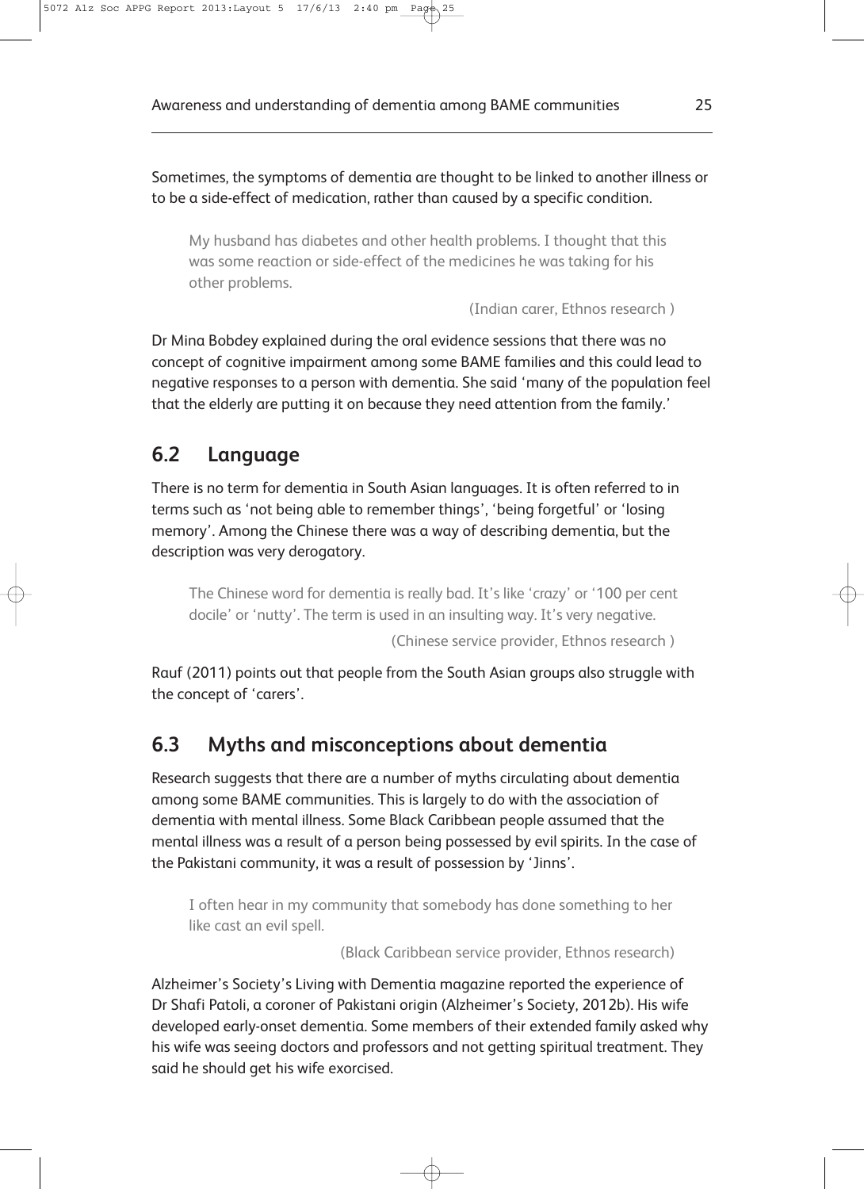Sometimes, the symptoms of dementia are thought to be linked to another illness or to be a side-effect of medication, rather than caused by a specific condition.

> My husband has diabetes and other health problems. I thought that this was some reaction or side-effect of the medicines he was taking for his other problems.
>
> (Indian carer, Ethnos research )

Dr Mina Bobdey explained during the oral evidence sessions that there was no concept of cognitive impairment among some BAME families and this could lead to negative responses to a person with dementia. She said 'many of the population feel that the elderly are putting it on because they need attention from the family.'

## 6.2 Language

There is no term for dementia in South Asian languages. It is often referred to in terms such as 'not being able to remember things', 'being forgetful' or 'losing memory'. Among the Chinese there was a way of describing dementia, but the description was very derogatory.

> The Chinese word for dementia is really bad. It's like 'crazy' or '100 per cent docile' or 'nutty'. The term is used in an insulting way. It's very negative.
>
> (Chinese service provider, Ethnos research )

Rauf (2011) points out that people from the South Asian groups also struggle with the concept of 'carers'.

## 6.3 Myths and misconceptions about dementia

Research suggests that there are a number of myths circulating about dementia among some BAME communities. This is largely to do with the association of dementia with mental illness. Some Black Caribbean people assumed that the mental illness was a result of a person being possessed by evil spirits. In the case of the Pakistani community, it was a result of possession by 'Jinns'.

> I often hear in my community that somebody has done something to her like cast an evil spell.
>
> (Black Caribbean service provider, Ethnos research)

Alzheimer's Society's Living with Dementia magazine reported the experience of Dr Shafi Patoli, a coroner of Pakistani origin (Alzheimer's Society, 2012b). His wife developed early-onset dementia. Some members of their extended family asked why his wife was seeing doctors and professors and not getting spiritual treatment. They said he should get his wife exorcised.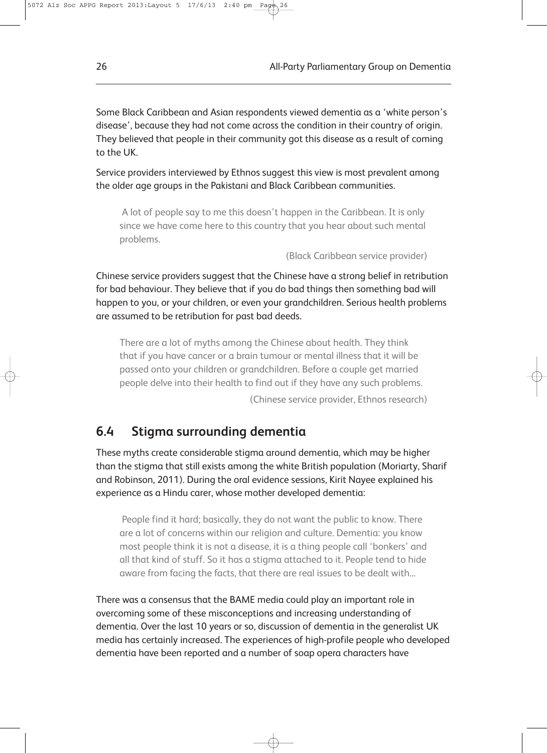Some Black Caribbean and Asian respondents viewed dementia as a 'white person's disease', because they had not come across the condition in their country of origin. They believed that people in their community got this disease as a result of coming to the UK.

Service providers interviewed by Ethnos suggest this view is most prevalent among the older age groups in the Pakistani and Black Caribbean communities.

> A lot of people say to me this doesn't happen in the Caribbean. It is only since we have come here to this country that you hear about such mental problems.
>
> (Black Caribbean service provider)

Chinese service providers suggest that the Chinese have a strong belief in retribution for bad behaviour. They believe that if you do bad things then something bad will happen to you, or your children, or even your grandchildren. Serious health problems are assumed to be retribution for past bad deeds.

> There are a lot of myths among the Chinese about health. They think that if you have cancer or a brain tumour or mental illness that it will be passed onto your children or grandchildren. Before a couple get married people delve into their health to find out if they have any such problems.
>
> (Chinese service provider, Ethnos research)

## 6.4 Stigma surrounding dementia

These myths create considerable stigma around dementia, which may be higher than the stigma that still exists among the white British population (Moriarty, Sharif and Robinson, 2011). During the oral evidence sessions, Kirit Nayee explained his experience as a Hindu carer, whose mother developed dementia:

> People find it hard; basically, they do not want the public to know. There are a lot of concerns within our religion and culture. Dementia: you know most people think it is not a disease, it is a thing people call 'bonkers' and all that kind of stuff. So it has a stigma attached to it. People tend to hide aware from facing the facts, that there are real issues to be dealt with...

There was a consensus that the BAME media could play an important role in overcoming some of these misconceptions and increasing understanding of dementia. Over the last 10 years or so, discussion of dementia in the generalist UK media has certainly increased. The experiences of high-profile people who developed dementia have been reported and a number of soap opera characters have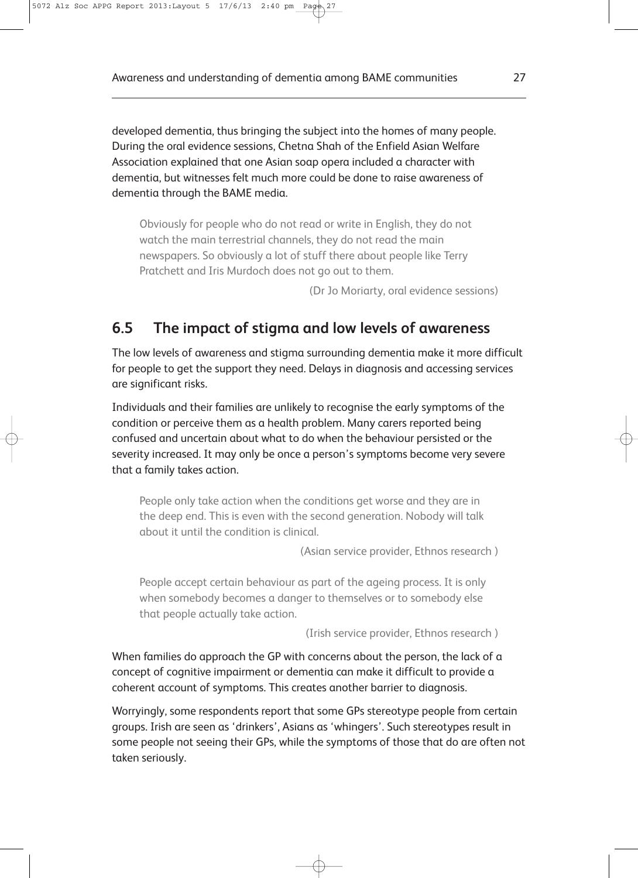developed dementia, thus bringing the subject into the homes of many people. During the oral evidence sessions, Chetna Shah of the Enfield Asian Welfare Association explained that one Asian soap opera included a character with dementia, but witnesses felt much more could be done to raise awareness of dementia through the BAME media.

> Obviously for people who do not read or write in English, they do not watch the main terrestrial channels, they do not read the main newspapers. So obviously a lot of stuff there about people like Terry Pratchett and Iris Murdoch does not go out to them.
>
> (Dr Jo Moriarty, oral evidence sessions)

## 6.5 The impact of stigma and low levels of awareness

The low levels of awareness and stigma surrounding dementia make it more difficult for people to get the support they need. Delays in diagnosis and accessing services are significant risks.

Individuals and their families are unlikely to recognise the early symptoms of the condition or perceive them as a health problem. Many carers reported being confused and uncertain about what to do when the behaviour persisted or the severity increased. It may only be once a person's symptoms become very severe that a family takes action.

> People only take action when the conditions get worse and they are in the deep end. This is even with the second generation. Nobody will talk about it until the condition is clinical.
>
> (Asian service provider, Ethnos research )

> People accept certain behaviour as part of the ageing process. It is only when somebody becomes a danger to themselves or to somebody else that people actually take action.
>
> (Irish service provider, Ethnos research )

When families do approach the GP with concerns about the person, the lack of a concept of cognitive impairment or dementia can make it difficult to provide a coherent account of symptoms. This creates another barrier to diagnosis.

Worryingly, some respondents report that some GPs stereotype people from certain groups. Irish are seen as 'drinkers', Asians as 'whingers'. Such stereotypes result in some people not seeing their GPs, while the symptoms of those that do are often not taken seriously.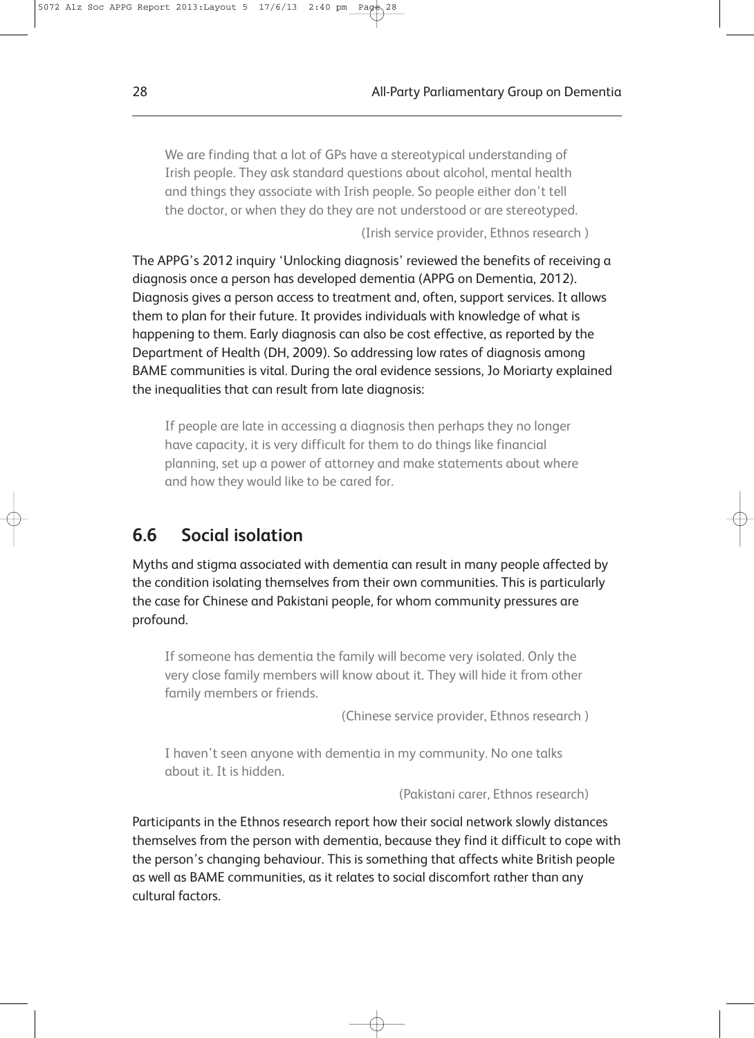> We are finding that a lot of GPs have a stereotypical understanding of Irish people. They ask standard questions about alcohol, mental health and things they associate with Irish people. So people either don't tell the doctor, or when they do they are not understood or are stereotyped.
>
> (Irish service provider, Ethnos research )

The APPG's 2012 inquiry 'Unlocking diagnosis' reviewed the benefits of receiving a diagnosis once a person has developed dementia (APPG on Dementia, 2012). Diagnosis gives a person access to treatment and, often, support services. It allows them to plan for their future. It provides individuals with knowledge of what is happening to them. Early diagnosis can also be cost effective, as reported by the Department of Health (DH, 2009). So addressing low rates of diagnosis among BAME communities is vital. During the oral evidence sessions, Jo Moriarty explained the inequalities that can result from late diagnosis:

> If people are late in accessing a diagnosis then perhaps they no longer have capacity, it is very difficult for them to do things like financial planning, set up a power of attorney and make statements about where and how they would like to be cared for.

## 6.6 Social isolation

Myths and stigma associated with dementia can result in many people affected by the condition isolating themselves from their own communities. This is particularly the case for Chinese and Pakistani people, for whom community pressures are profound.

> If someone has dementia the family will become very isolated. Only the very close family members will know about it. They will hide it from other family members or friends.
>
> (Chinese service provider, Ethnos research )

> I haven't seen anyone with dementia in my community. No one talks about it. It is hidden.
>
> (Pakistani carer, Ethnos research)

Participants in the Ethnos research report how their social network slowly distances themselves from the person with dementia, because they find it difficult to cope with the person's changing behaviour. This is something that affects white British people as well as BAME communities, as it relates to social discomfort rather than any cultural factors.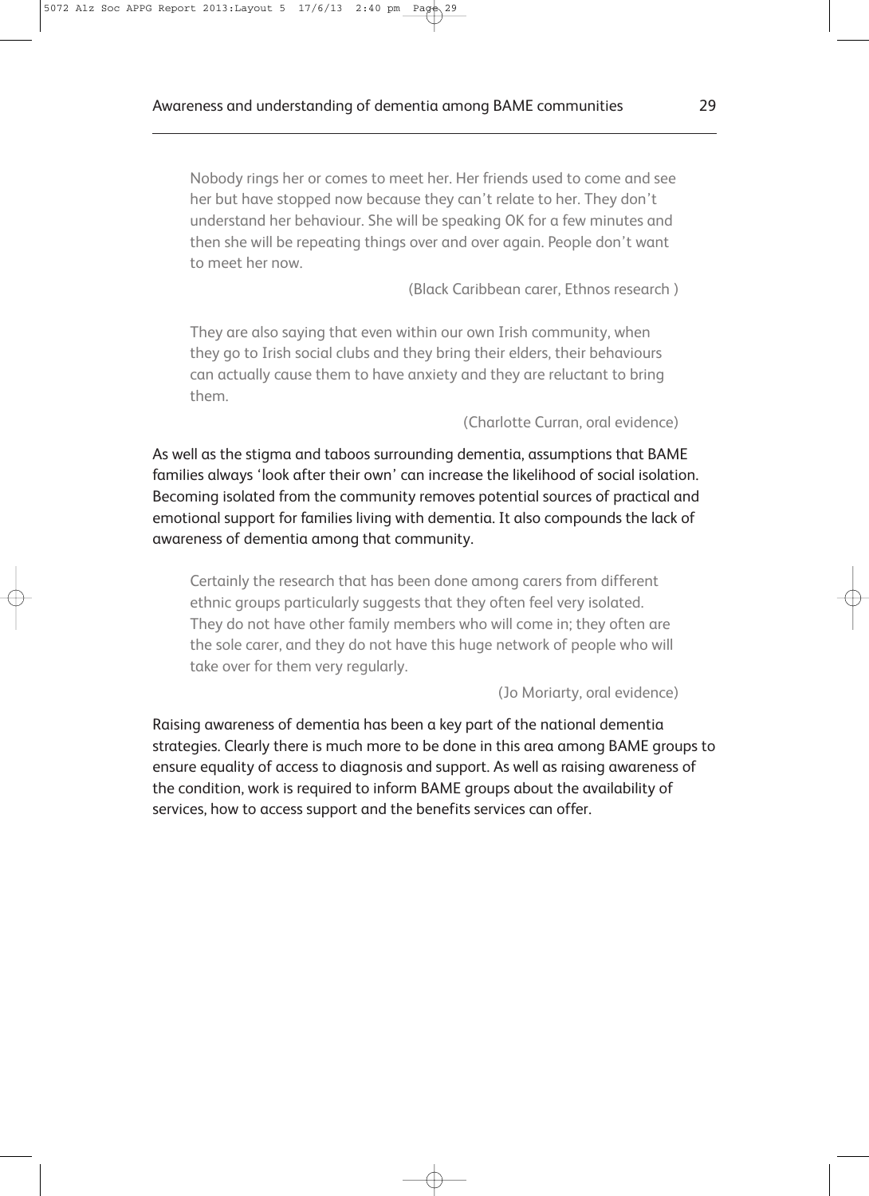> Nobody rings her or comes to meet her. Her friends used to come and see her but have stopped now because they can't relate to her. They don't understand her behaviour. She will be speaking OK for a few minutes and then she will be repeating things over and over again. People don't want to meet her now.
>
> (Black Caribbean carer, Ethnos research )

> They are also saying that even within our own Irish community, when they go to Irish social clubs and they bring their elders, their behaviours can actually cause them to have anxiety and they are reluctant to bring them.
>
> (Charlotte Curran, oral evidence)

As well as the stigma and taboos surrounding dementia, assumptions that BAME families always 'look after their own' can increase the likelihood of social isolation. Becoming isolated from the community removes potential sources of practical and emotional support for families living with dementia. It also compounds the lack of awareness of dementia among that community.

> Certainly the research that has been done among carers from different ethnic groups particularly suggests that they often feel very isolated. They do not have other family members who will come in; they often are the sole carer, and they do not have this huge network of people who will take over for them very regularly.
>
> (Jo Moriarty, oral evidence)

Raising awareness of dementia has been a key part of the national dementia strategies. Clearly there is much more to be done in this area among BAME groups to ensure equality of access to diagnosis and support. As well as raising awareness of the condition, work is required to inform BAME groups about the availability of services, how to access support and the benefits services can offer.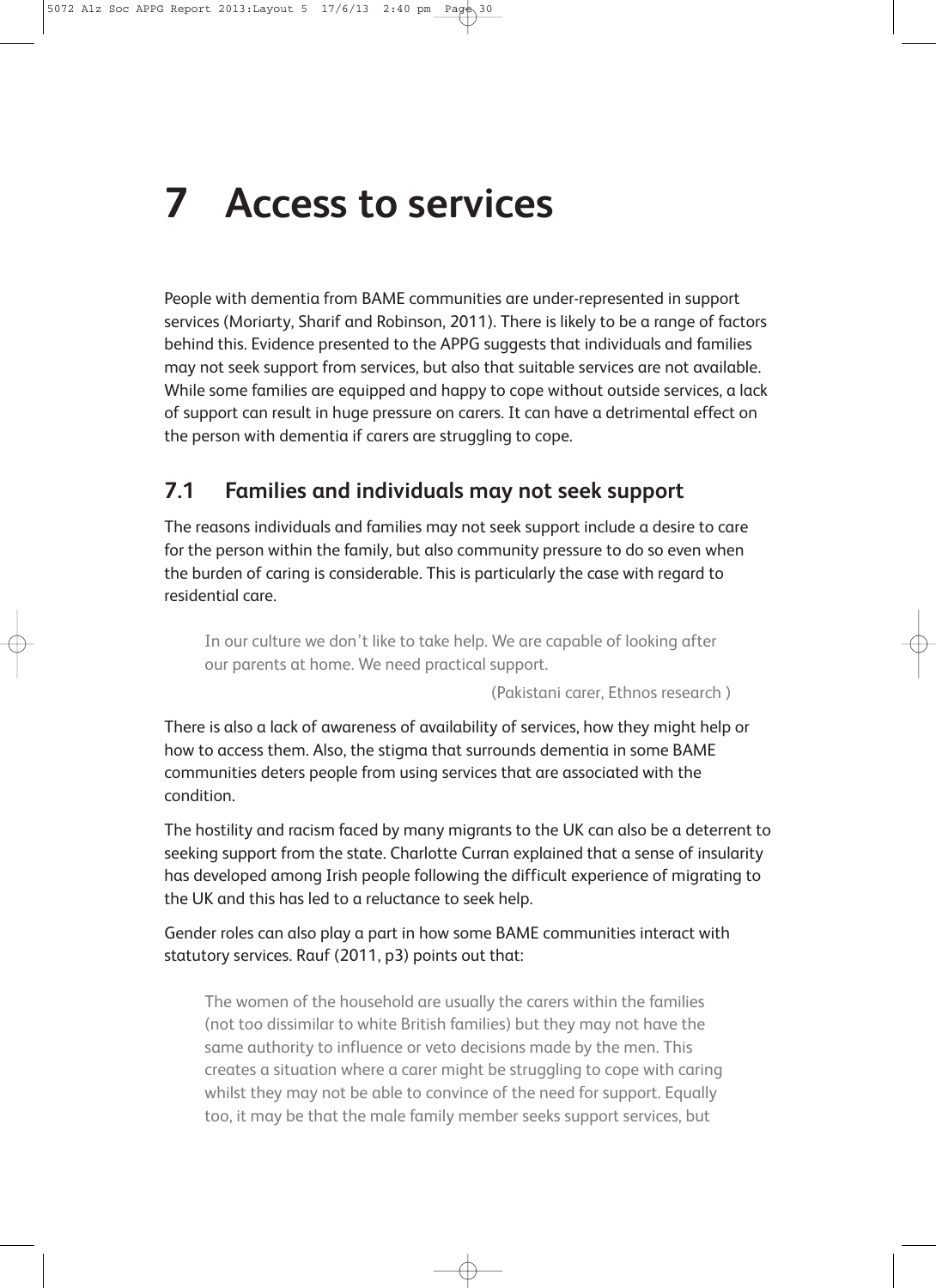# 7 Access to services

People with dementia from BAME communities are under-represented in support services (Moriarty, Sharif and Robinson, 2011). There is likely to be a range of factors behind this. Evidence presented to the APPG suggests that individuals and families may not seek support from services, but also that suitable services are not available. While some families are equipped and happy to cope without outside services, a lack of support can result in huge pressure on carers. It can have a detrimental effect on the person with dementia if carers are struggling to cope.

## 7.1 Families and individuals may not seek support

The reasons individuals and families may not seek support include a desire to care for the person within the family, but also community pressure to do so even when the burden of caring is considerable. This is particularly the case with regard to residential care.

> In our culture we don't like to take help. We are capable of looking after our parents at home. We need practical support.
>
> (Pakistani carer, Ethnos research )

There is also a lack of awareness of availability of services, how they might help or how to access them. Also, the stigma that surrounds dementia in some BAME communities deters people from using services that are associated with the condition.

The hostility and racism faced by many migrants to the UK can also be a deterrent to seeking support from the state. Charlotte Curran explained that a sense of insularity has developed among Irish people following the difficult experience of migrating to the UK and this has led to a reluctance to seek help.

Gender roles can also play a part in how some BAME communities interact with statutory services. Rauf (2011, p3) points out that:

> The women of the household are usually the carers within the families (not too dissimilar to white British families) but they may not have the same authority to influence or veto decisions made by the men. This creates a situation where a carer might be struggling to cope with caring whilst they may not be able to convince of the need for support. Equally too, it may be that the male family member seeks support services, but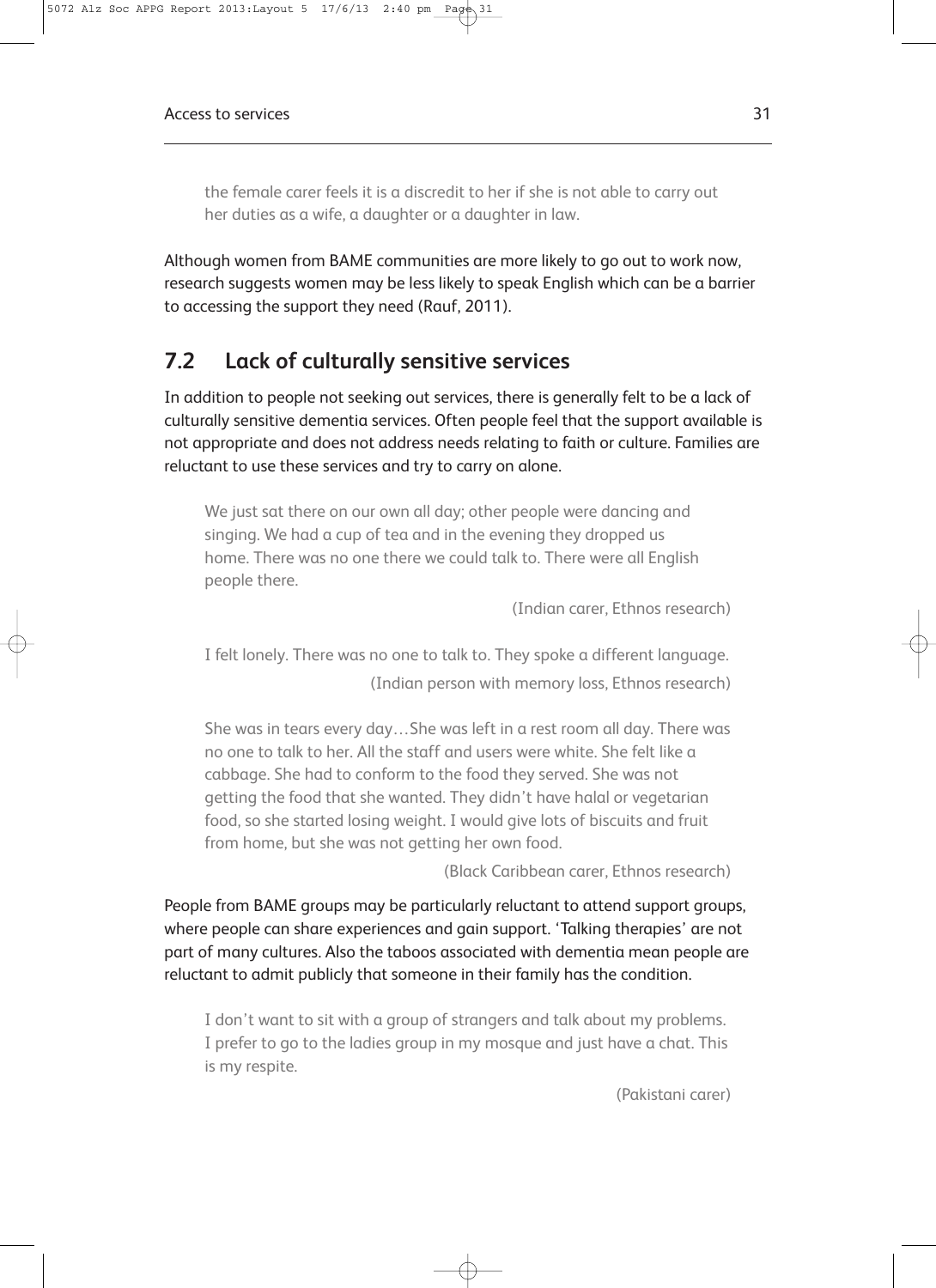> the female carer feels it is a discredit to her if she is not able to carry out her duties as a wife, a daughter or a daughter in law.

Although women from BAME communities are more likely to go out to work now, research suggests women may be less likely to speak English which can be a barrier to accessing the support they need (Rauf, 2011).

## 7.2 Lack of culturally sensitive services

In addition to people not seeking out services, there is generally felt to be a lack of culturally sensitive dementia services. Often people feel that the support available is not appropriate and does not address needs relating to faith or culture. Families are reluctant to use these services and try to carry on alone.

> We just sat there on our own all day; other people were dancing and singing. We had a cup of tea and in the evening they dropped us home. There was no one there we could talk to. There were all English people there.
>
> (Indian carer, Ethnos research)

> I felt lonely. There was no one to talk to. They spoke a different language.
>
> (Indian person with memory loss, Ethnos research)

> She was in tears every day…She was left in a rest room all day. There was no one to talk to her. All the staff and users were white. She felt like a cabbage. She had to conform to the food they served. She was not getting the food that she wanted. They didn't have halal or vegetarian food, so she started losing weight. I would give lots of biscuits and fruit from home, but she was not getting her own food.
>
> (Black Caribbean carer, Ethnos research)

People from BAME groups may be particularly reluctant to attend support groups, where people can share experiences and gain support. 'Talking therapies' are not part of many cultures. Also the taboos associated with dementia mean people are reluctant to admit publicly that someone in their family has the condition.

> I don't want to sit with a group of strangers and talk about my problems. I prefer to go to the ladies group in my mosque and just have a chat. This is my respite.
>
> (Pakistani carer)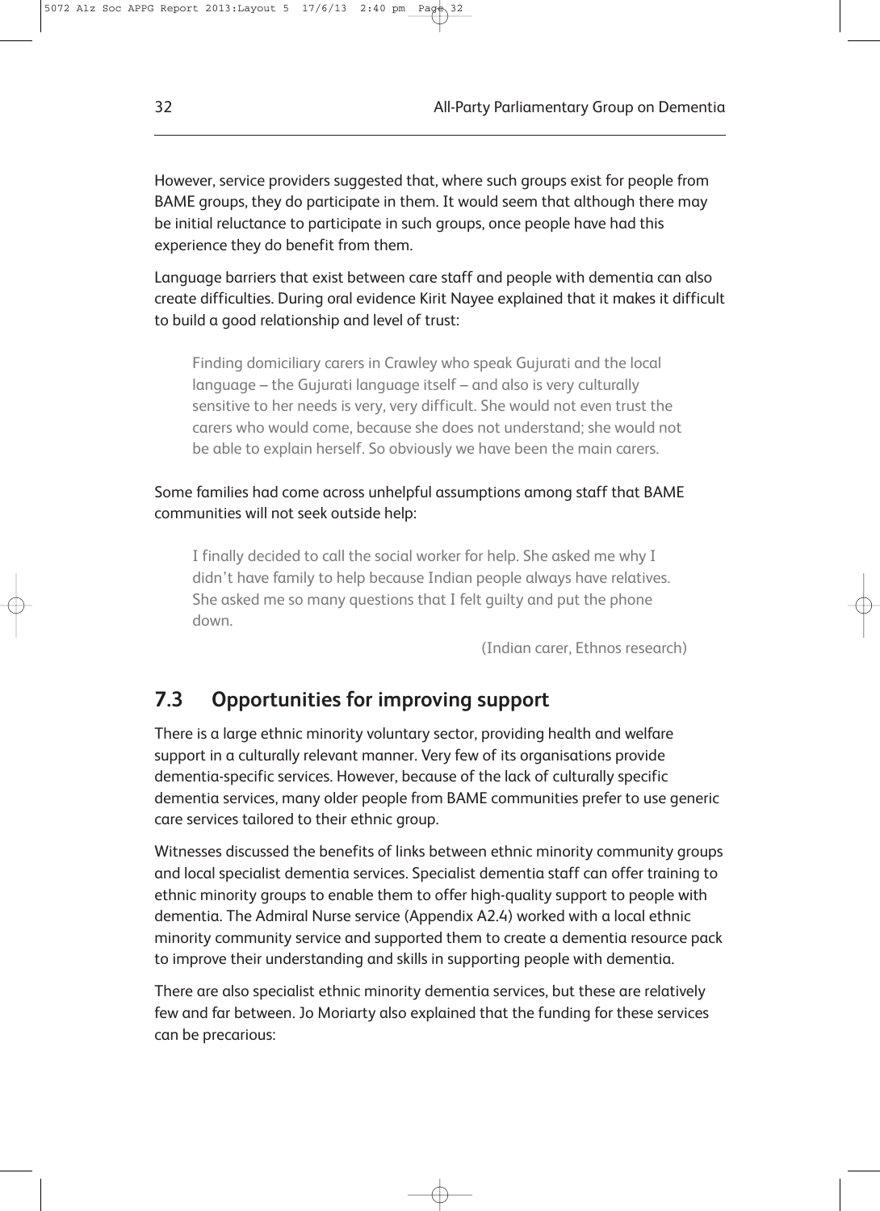However, service providers suggested that, where such groups exist for people from BAME groups, they do participate in them. It would seem that although there may be initial reluctance to participate in such groups, once people have had this experience they do benefit from them.

Language barriers that exist between care staff and people with dementia can also create difficulties. During oral evidence Kirit Nayee explained that it makes it difficult to build a good relationship and level of trust:

> Finding domiciliary carers in Crawley who speak Gujurati and the local language – the Gujurati language itself – and also is very culturally sensitive to her needs is very, very difficult. She would not even trust the carers who would come, because she does not understand; she would not be able to explain herself. So obviously we have been the main carers.

Some families had come across unhelpful assumptions among staff that BAME communities will not seek outside help:

> I finally decided to call the social worker for help. She asked me why I didn't have family to help because Indian people always have relatives. She asked me so many questions that I felt guilty and put the phone down.
>
> (Indian carer, Ethnos research)

## 7.3 Opportunities for improving support

There is a large ethnic minority voluntary sector, providing health and welfare support in a culturally relevant manner. Very few of its organisations provide dementia-specific services. However, because of the lack of culturally specific dementia services, many older people from BAME communities prefer to use generic care services tailored to their ethnic group.

Witnesses discussed the benefits of links between ethnic minority community groups and local specialist dementia services. Specialist dementia staff can offer training to ethnic minority groups to enable them to offer high-quality support to people with dementia. The Admiral Nurse service (Appendix A2.4) worked with a local ethnic minority community service and supported them to create a dementia resource pack to improve their understanding and skills in supporting people with dementia.

There are also specialist ethnic minority dementia services, but these are relatively few and far between. Jo Moriarty also explained that the funding for these services can be precarious: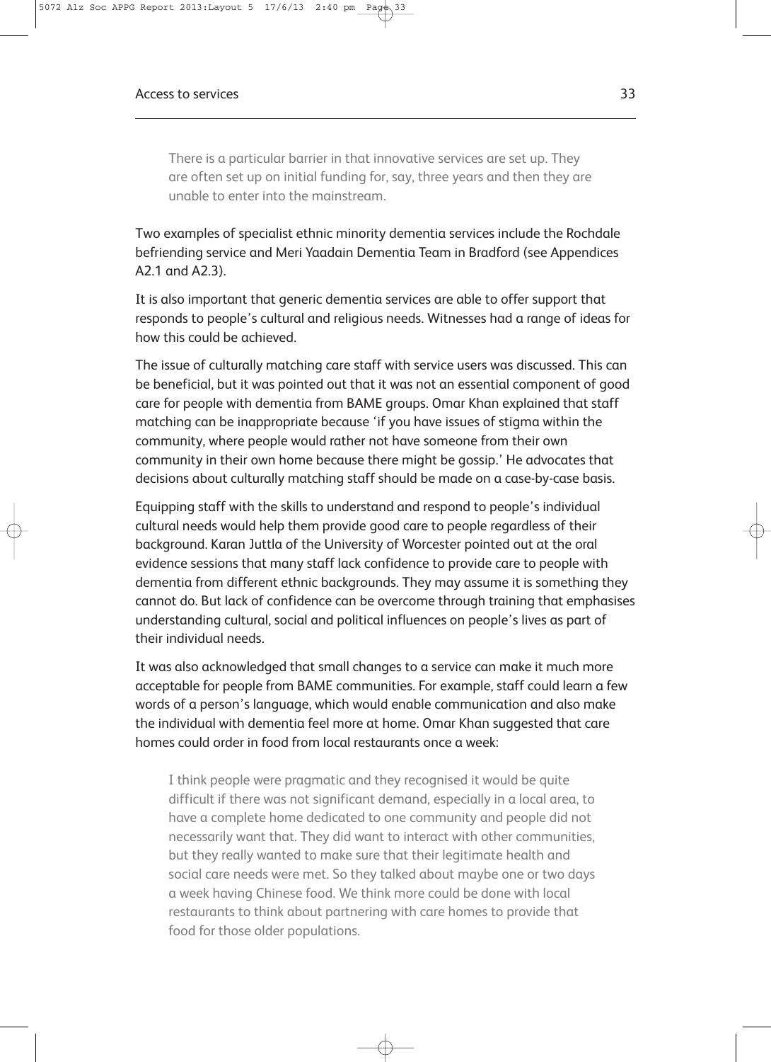> There is a particular barrier in that innovative services are set up. They are often set up on initial funding for, say, three years and then they are unable to enter into the mainstream.

Two examples of specialist ethnic minority dementia services include the Rochdale befriending service and Meri Yaadain Dementia Team in Bradford (see Appendices A2.1 and A2.3).

It is also important that generic dementia services are able to offer support that responds to people's cultural and religious needs. Witnesses had a range of ideas for how this could be achieved.

The issue of culturally matching care staff with service users was discussed. This can be beneficial, but it was pointed out that it was not an essential component of good care for people with dementia from BAME groups. Omar Khan explained that staff matching can be inappropriate because 'if you have issues of stigma within the community, where people would rather not have someone from their own community in their own home because there might be gossip.' He advocates that decisions about culturally matching staff should be made on a case-by-case basis.

Equipping staff with the skills to understand and respond to people's individual cultural needs would help them provide good care to people regardless of their background. Karan Juttla of the University of Worcester pointed out at the oral evidence sessions that many staff lack confidence to provide care to people with dementia from different ethnic backgrounds. They may assume it is something they cannot do. But lack of confidence can be overcome through training that emphasises understanding cultural, social and political influences on people's lives as part of their individual needs.

It was also acknowledged that small changes to a service can make it much more acceptable for people from BAME communities. For example, staff could learn a few words of a person's language, which would enable communication and also make the individual with dementia feel more at home. Omar Khan suggested that care homes could order in food from local restaurants once a week:

> I think people were pragmatic and they recognised it would be quite difficult if there was not significant demand, especially in a local area, to have a complete home dedicated to one community and people did not necessarily want that. They did want to interact with other communities, but they really wanted to make sure that their legitimate health and social care needs were met. So they talked about maybe one or two days a week having Chinese food. We think more could be done with local restaurants to think about partnering with care homes to provide that food for those older populations.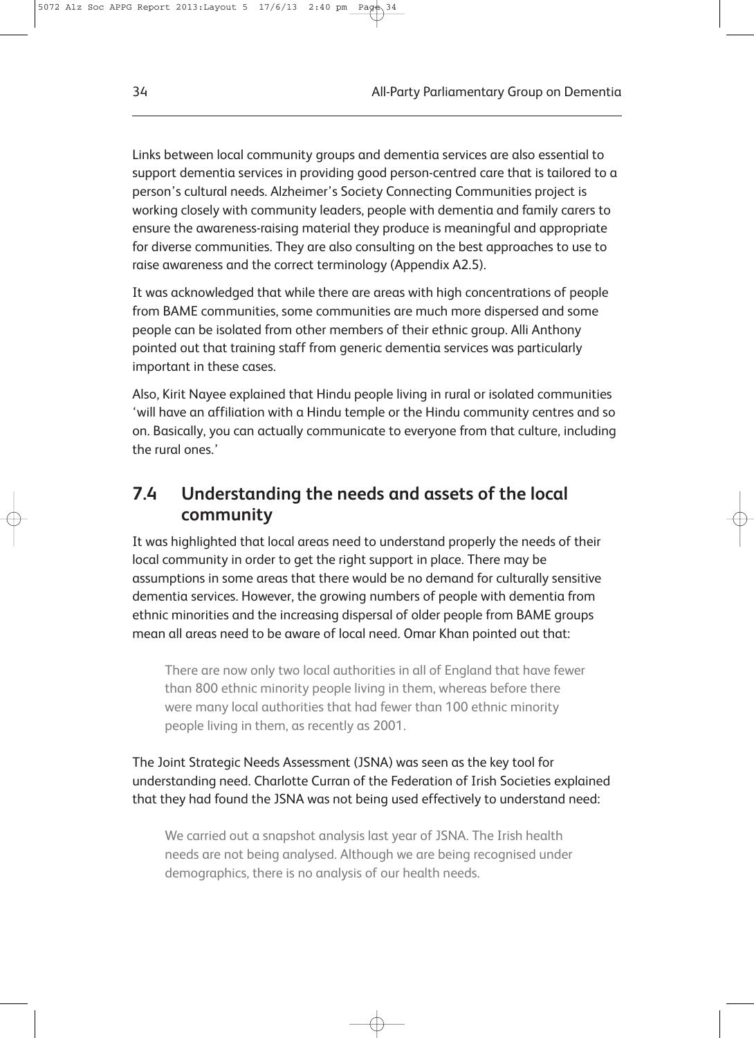Links between local community groups and dementia services are also essential to support dementia services in providing good person-centred care that is tailored to a person's cultural needs. Alzheimer's Society Connecting Communities project is working closely with community leaders, people with dementia and family carers to ensure the awareness-raising material they produce is meaningful and appropriate for diverse communities. They are also consulting on the best approaches to use to raise awareness and the correct terminology (Appendix A2.5).

It was acknowledged that while there are areas with high concentrations of people from BAME communities, some communities are much more dispersed and some people can be isolated from other members of their ethnic group. Alli Anthony pointed out that training staff from generic dementia services was particularly important in these cases.

Also, Kirit Nayee explained that Hindu people living in rural or isolated communities 'will have an affiliation with a Hindu temple or the Hindu community centres and so on. Basically, you can actually communicate to everyone from that culture, including the rural ones.'

## 7.4 Understanding the needs and assets of the local community

It was highlighted that local areas need to understand properly the needs of their local community in order to get the right support in place. There may be assumptions in some areas that there would be no demand for culturally sensitive dementia services. However, the growing numbers of people with dementia from ethnic minorities and the increasing dispersal of older people from BAME groups mean all areas need to be aware of local need. Omar Khan pointed out that:

> There are now only two local authorities in all of England that have fewer than 800 ethnic minority people living in them, whereas before there were many local authorities that had fewer than 100 ethnic minority people living in them, as recently as 2001.

The Joint Strategic Needs Assessment (JSNA) was seen as the key tool for understanding need. Charlotte Curran of the Federation of Irish Societies explained that they had found the JSNA was not being used effectively to understand need:

> We carried out a snapshot analysis last year of JSNA. The Irish health needs are not being analysed. Although we are being recognised under demographics, there is no analysis of our health needs.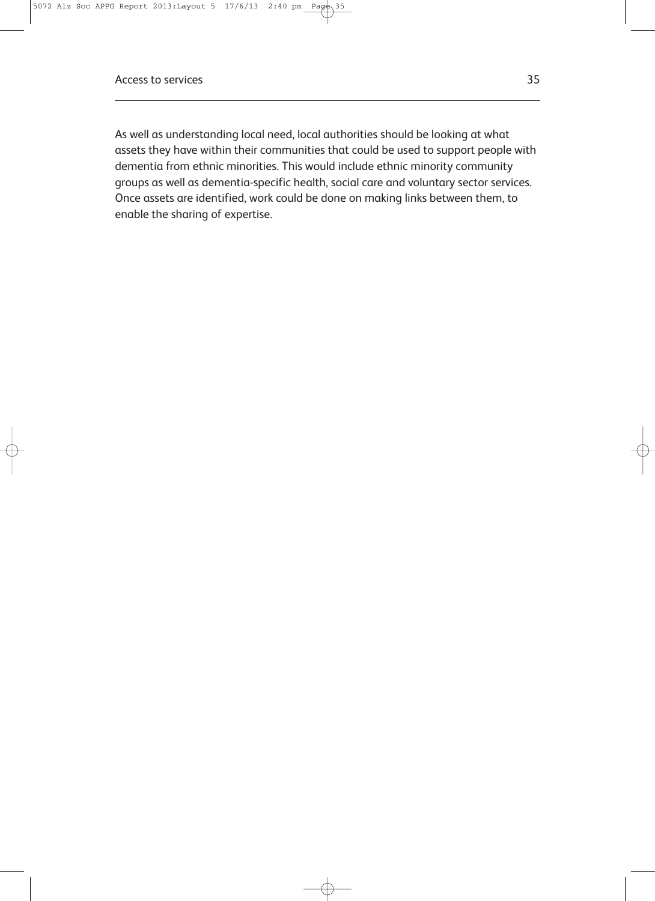As well as understanding local need, local authorities should be looking at what assets they have within their communities that could be used to support people with dementia from ethnic minorities. This would include ethnic minority community groups as well as dementia-specific health, social care and voluntary sector services. Once assets are identified, work could be done on making links between them, to enable the sharing of expertise.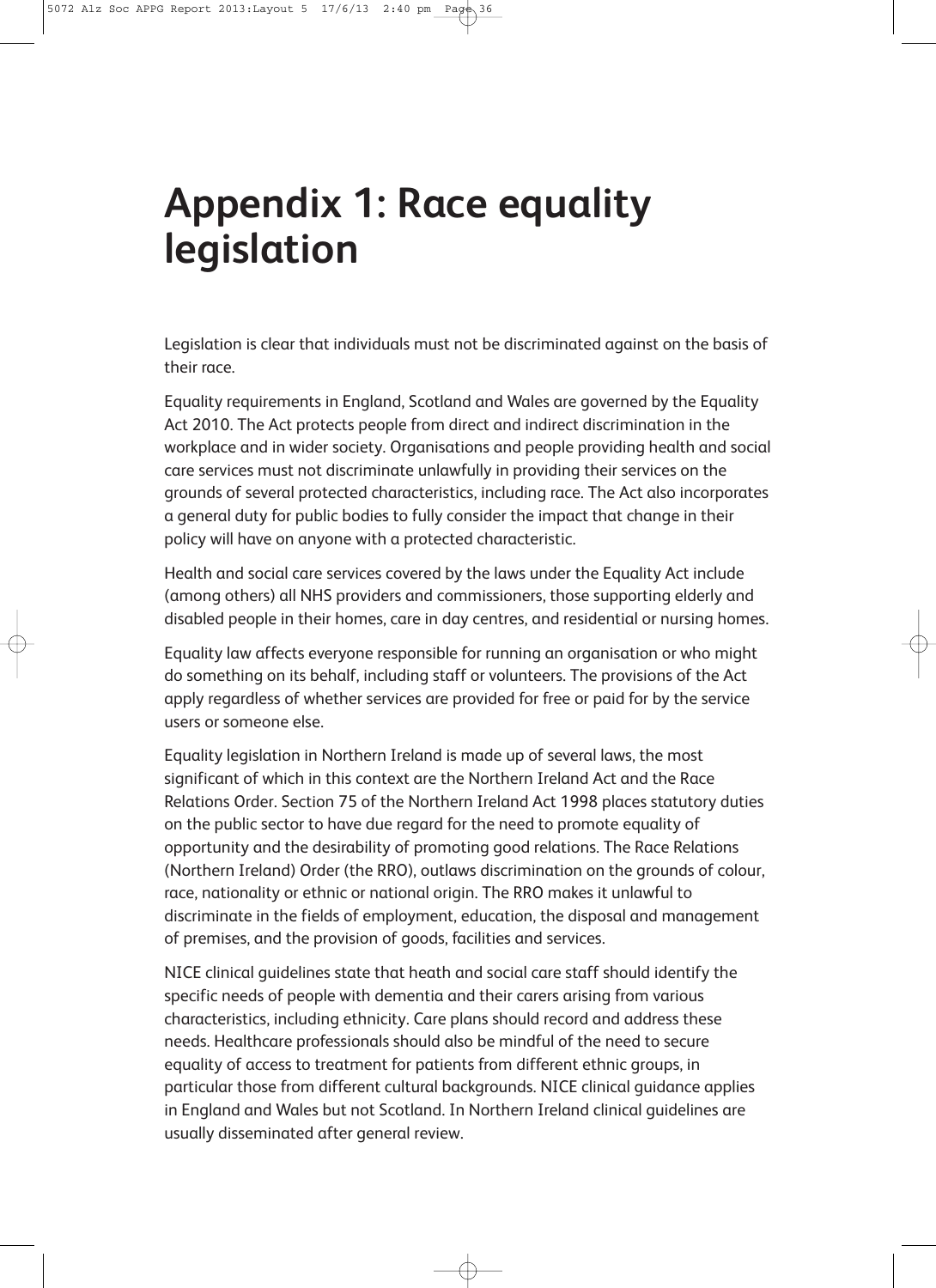# Appendix 1: Race equality legislation

Legislation is clear that individuals must not be discriminated against on the basis of their race.

Equality requirements in England, Scotland and Wales are governed by the Equality Act 2010. The Act protects people from direct and indirect discrimination in the workplace and in wider society. Organisations and people providing health and social care services must not discriminate unlawfully in providing their services on the grounds of several protected characteristics, including race. The Act also incorporates a general duty for public bodies to fully consider the impact that change in their policy will have on anyone with a protected characteristic.

Health and social care services covered by the laws under the Equality Act include (among others) all NHS providers and commissioners, those supporting elderly and disabled people in their homes, care in day centres, and residential or nursing homes.

Equality law affects everyone responsible for running an organisation or who might do something on its behalf, including staff or volunteers. The provisions of the Act apply regardless of whether services are provided for free or paid for by the service users or someone else.

Equality legislation in Northern Ireland is made up of several laws, the most significant of which in this context are the Northern Ireland Act and the Race Relations Order. Section 75 of the Northern Ireland Act 1998 places statutory duties on the public sector to have due regard for the need to promote equality of opportunity and the desirability of promoting good relations. The Race Relations (Northern Ireland) Order (the RRO), outlaws discrimination on the grounds of colour, race, nationality or ethnic or national origin. The RRO makes it unlawful to discriminate in the fields of employment, education, the disposal and management of premises, and the provision of goods, facilities and services.

NICE clinical guidelines state that heath and social care staff should identify the specific needs of people with dementia and their carers arising from various characteristics, including ethnicity. Care plans should record and address these needs. Healthcare professionals should also be mindful of the need to secure equality of access to treatment for patients from different ethnic groups, in particular those from different cultural backgrounds. NICE clinical guidance applies in England and Wales but not Scotland. In Northern Ireland clinical guidelines are usually disseminated after general review.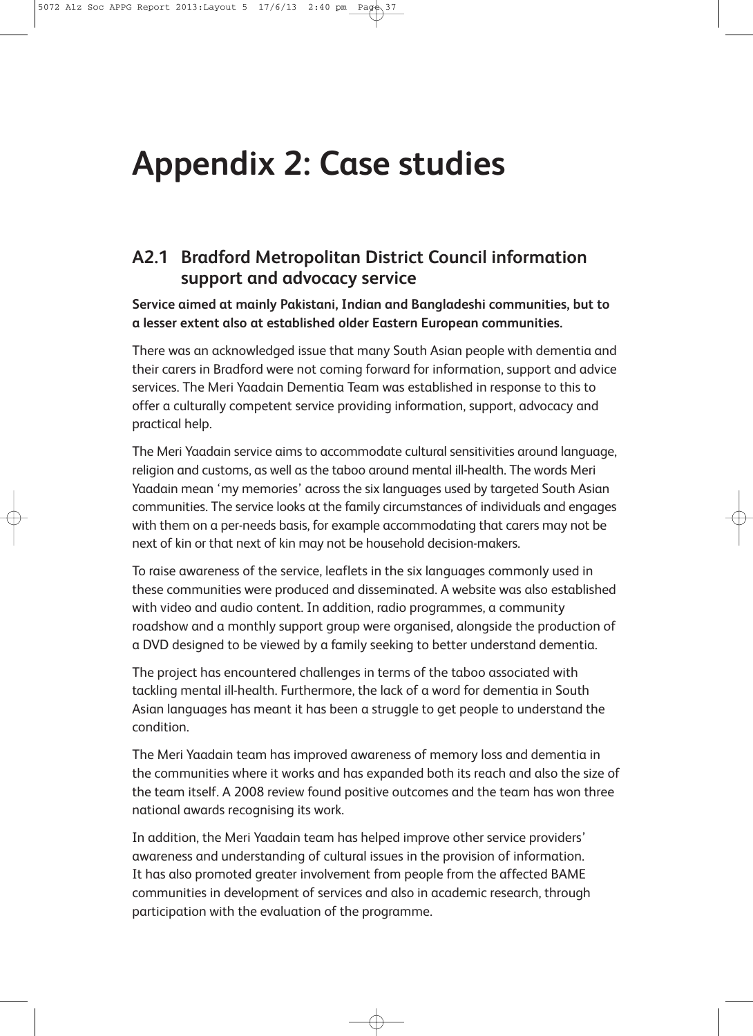# Appendix 2: Case studies

## A2.1 Bradford Metropolitan District Council information support and advocacy service

**Service aimed at mainly Pakistani, Indian and Bangladeshi communities, but to a lesser extent also at established older Eastern European communities.**

There was an acknowledged issue that many South Asian people with dementia and their carers in Bradford were not coming forward for information, support and advice services. The Meri Yaadain Dementia Team was established in response to this to offer a culturally competent service providing information, support, advocacy and practical help.

The Meri Yaadain service aims to accommodate cultural sensitivities around language, religion and customs, as well as the taboo around mental ill-health. The words Meri Yaadain mean 'my memories' across the six languages used by targeted South Asian communities. The service looks at the family circumstances of individuals and engages with them on a per-needs basis, for example accommodating that carers may not be next of kin or that next of kin may not be household decision-makers.

To raise awareness of the service, leaflets in the six languages commonly used in these communities were produced and disseminated. A website was also established with video and audio content. In addition, radio programmes, a community roadshow and a monthly support group were organised, alongside the production of a DVD designed to be viewed by a family seeking to better understand dementia.

The project has encountered challenges in terms of the taboo associated with tackling mental ill-health. Furthermore, the lack of a word for dementia in South Asian languages has meant it has been a struggle to get people to understand the condition.

The Meri Yaadain team has improved awareness of memory loss and dementia in the communities where it works and has expanded both its reach and also the size of the team itself. A 2008 review found positive outcomes and the team has won three national awards recognising its work.

In addition, the Meri Yaadain team has helped improve other service providers' awareness and understanding of cultural issues in the provision of information. It has also promoted greater involvement from people from the affected BAME communities in development of services and also in academic research, through participation with the evaluation of the programme.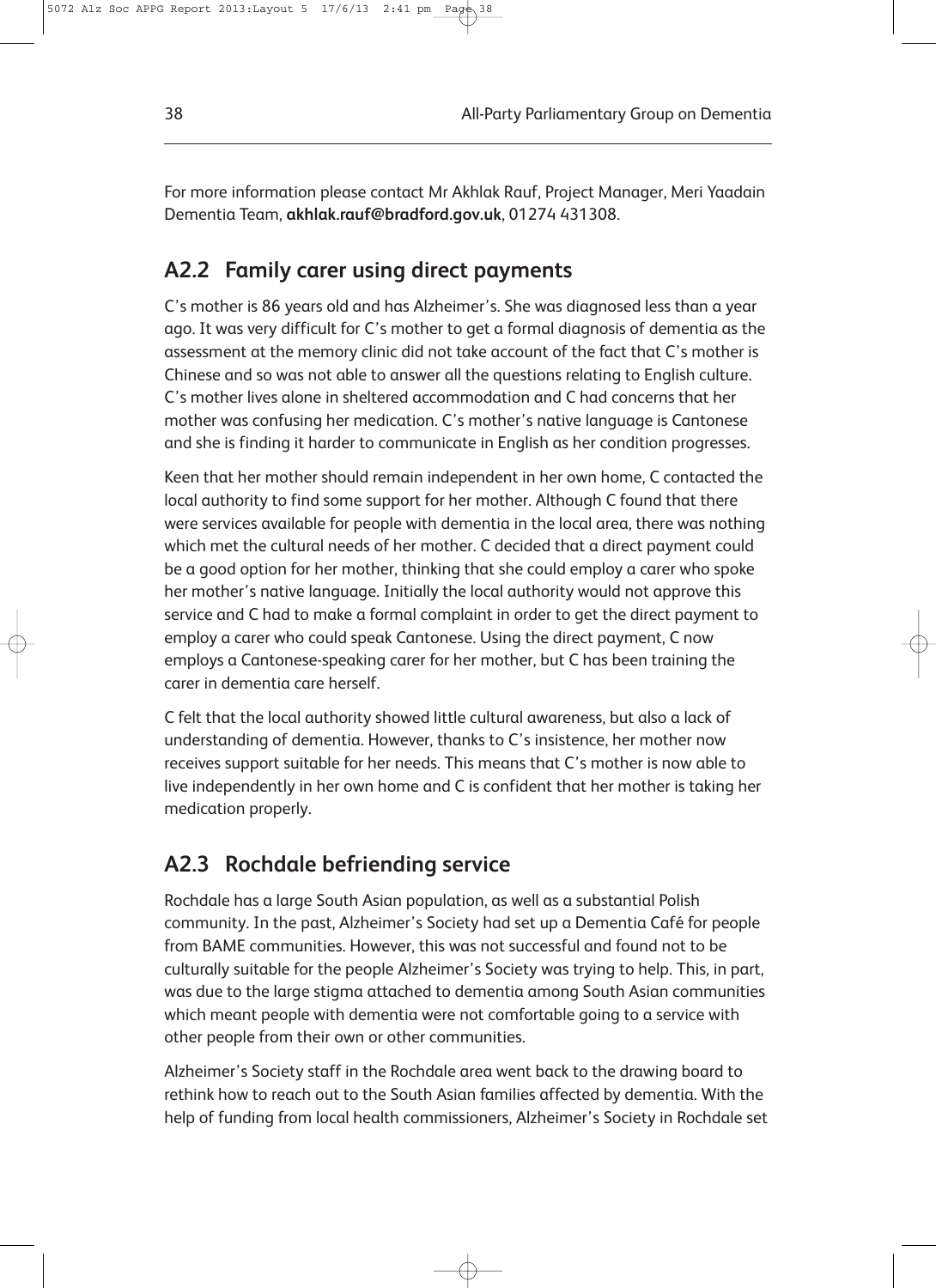For more information please contact Mr Akhlak Rauf, Project Manager, Meri Yaadain Dementia Team, **akhlak.rauf@bradford.gov.uk**, 01274 431308.

## A2.2 Family carer using direct payments

C's mother is 86 years old and has Alzheimer's. She was diagnosed less than a year ago. It was very difficult for C's mother to get a formal diagnosis of dementia as the assessment at the memory clinic did not take account of the fact that C's mother is Chinese and so was not able to answer all the questions relating to English culture. C's mother lives alone in sheltered accommodation and C had concerns that her mother was confusing her medication. C's mother's native language is Cantonese and she is finding it harder to communicate in English as her condition progresses.

Keen that her mother should remain independent in her own home, C contacted the local authority to find some support for her mother. Although C found that there were services available for people with dementia in the local area, there was nothing which met the cultural needs of her mother. C decided that a direct payment could be a good option for her mother, thinking that she could employ a carer who spoke her mother's native language. Initially the local authority would not approve this service and C had to make a formal complaint in order to get the direct payment to employ a carer who could speak Cantonese. Using the direct payment, C now employs a Cantonese-speaking carer for her mother, but C has been training the carer in dementia care herself.

C felt that the local authority showed little cultural awareness, but also a lack of understanding of dementia. However, thanks to C's insistence, her mother now receives support suitable for her needs. This means that C's mother is now able to live independently in her own home and C is confident that her mother is taking her medication properly.

## A2.3 Rochdale befriending service

Rochdale has a large South Asian population, as well as a substantial Polish community. In the past, Alzheimer's Society had set up a Dementia Café for people from BAME communities. However, this was not successful and found not to be culturally suitable for the people Alzheimer's Society was trying to help. This, in part, was due to the large stigma attached to dementia among South Asian communities which meant people with dementia were not comfortable going to a service with other people from their own or other communities.

Alzheimer's Society staff in the Rochdale area went back to the drawing board to rethink how to reach out to the South Asian families affected by dementia. With the help of funding from local health commissioners, Alzheimer's Society in Rochdale set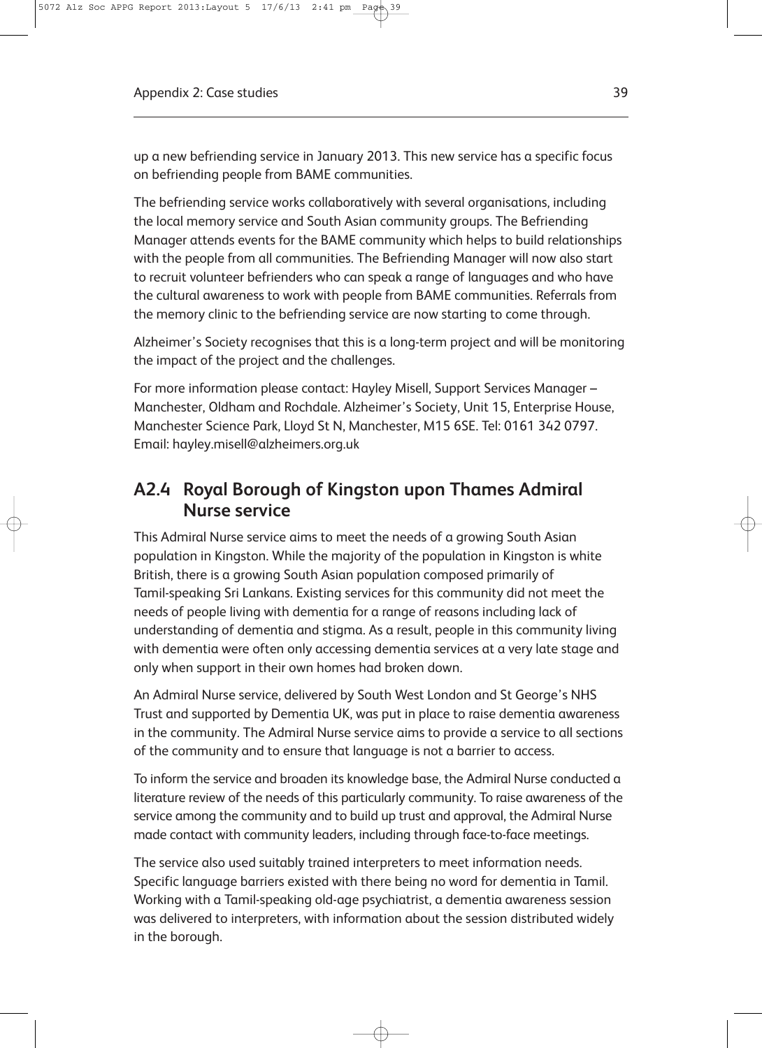up a new befriending service in January 2013. This new service has a specific focus on befriending people from BAME communities.

The befriending service works collaboratively with several organisations, including the local memory service and South Asian community groups. The Befriending Manager attends events for the BAME community which helps to build relationships with the people from all communities. The Befriending Manager will now also start to recruit volunteer befrienders who can speak a range of languages and who have the cultural awareness to work with people from BAME communities. Referrals from the memory clinic to the befriending service are now starting to come through.

Alzheimer's Society recognises that this is a long-term project and will be monitoring the impact of the project and the challenges.

For more information please contact: Hayley Misell, Support Services Manager – Manchester, Oldham and Rochdale. Alzheimer's Society, Unit 15, Enterprise House, Manchester Science Park, Lloyd St N, Manchester, M15 6SE. Tel: 0161 342 0797. Email: hayley.misell@alzheimers.org.uk

## A2.4 Royal Borough of Kingston upon Thames Admiral Nurse service

This Admiral Nurse service aims to meet the needs of a growing South Asian population in Kingston. While the majority of the population in Kingston is white British, there is a growing South Asian population composed primarily of Tamil-speaking Sri Lankans. Existing services for this community did not meet the needs of people living with dementia for a range of reasons including lack of understanding of dementia and stigma. As a result, people in this community living with dementia were often only accessing dementia services at a very late stage and only when support in their own homes had broken down.

An Admiral Nurse service, delivered by South West London and St George's NHS Trust and supported by Dementia UK, was put in place to raise dementia awareness in the community. The Admiral Nurse service aims to provide a service to all sections of the community and to ensure that language is not a barrier to access.

To inform the service and broaden its knowledge base, the Admiral Nurse conducted a literature review of the needs of this particularly community. To raise awareness of the service among the community and to build up trust and approval, the Admiral Nurse made contact with community leaders, including through face-to-face meetings.

The service also used suitably trained interpreters to meet information needs. Specific language barriers existed with there being no word for dementia in Tamil. Working with a Tamil-speaking old-age psychiatrist, a dementia awareness session was delivered to interpreters, with information about the session distributed widely in the borough.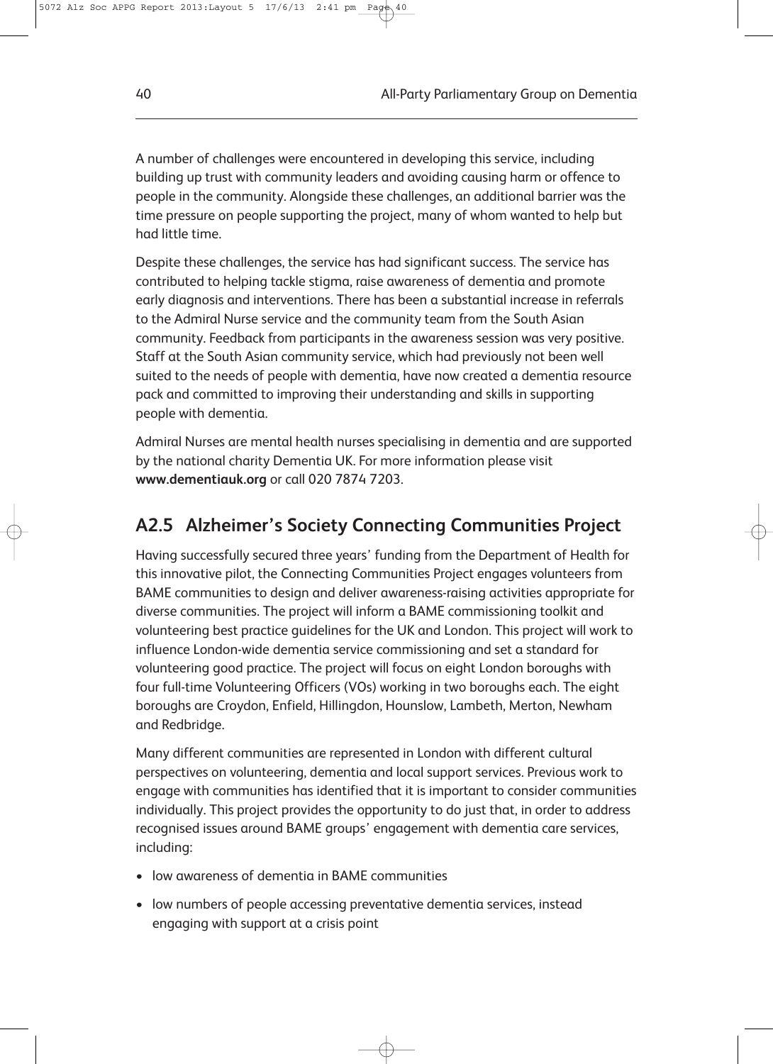A number of challenges were encountered in developing this service, including building up trust with community leaders and avoiding causing harm or offence to people in the community. Alongside these challenges, an additional barrier was the time pressure on people supporting the project, many of whom wanted to help but had little time.

Despite these challenges, the service has had significant success. The service has contributed to helping tackle stigma, raise awareness of dementia and promote early diagnosis and interventions. There has been a substantial increase in referrals to the Admiral Nurse service and the community team from the South Asian community. Feedback from participants in the awareness session was very positive. Staff at the South Asian community service, which had previously not been well suited to the needs of people with dementia, have now created a dementia resource pack and committed to improving their understanding and skills in supporting people with dementia.

Admiral Nurses are mental health nurses specialising in dementia and are supported by the national charity Dementia UK. For more information please visit **www.dementiauk.org** or call 020 7874 7203.

## A2.5 Alzheimer's Society Connecting Communities Project

Having successfully secured three years' funding from the Department of Health for this innovative pilot, the Connecting Communities Project engages volunteers from BAME communities to design and deliver awareness-raising activities appropriate for diverse communities. The project will inform a BAME commissioning toolkit and volunteering best practice guidelines for the UK and London. This project will work to influence London-wide dementia service commissioning and set a standard for volunteering good practice. The project will focus on eight London boroughs with four full-time Volunteering Officers (VOs) working in two boroughs each. The eight boroughs are Croydon, Enfield, Hillingdon, Hounslow, Lambeth, Merton, Newham and Redbridge.

Many different communities are represented in London with different cultural perspectives on volunteering, dementia and local support services. Previous work to engage with communities has identified that it is important to consider communities individually. This project provides the opportunity to do just that, in order to address recognised issues around BAME groups' engagement with dementia care services, including:

- low awareness of dementia in BAME communities
- low numbers of people accessing preventative dementia services, instead engaging with support at a crisis point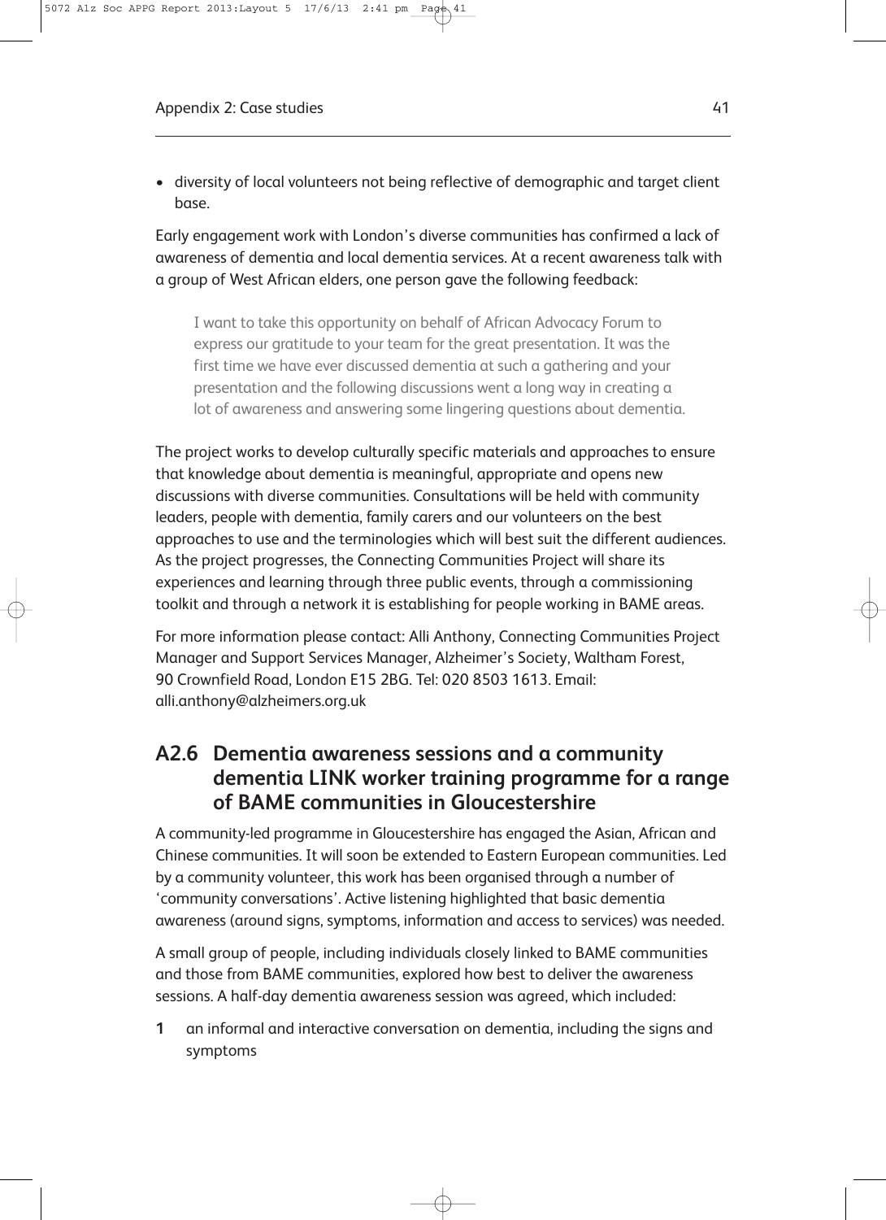- diversity of local volunteers not being reflective of demographic and target client base.

Early engagement work with London's diverse communities has confirmed a lack of awareness of dementia and local dementia services. At a recent awareness talk with a group of West African elders, one person gave the following feedback:

> I want to take this opportunity on behalf of African Advocacy Forum to express our gratitude to your team for the great presentation. It was the first time we have ever discussed dementia at such a gathering and your presentation and the following discussions went a long way in creating a lot of awareness and answering some lingering questions about dementia.

The project works to develop culturally specific materials and approaches to ensure that knowledge about dementia is meaningful, appropriate and opens new discussions with diverse communities. Consultations will be held with community leaders, people with dementia, family carers and our volunteers on the best approaches to use and the terminologies which will best suit the different audiences. As the project progresses, the Connecting Communities Project will share its experiences and learning through three public events, through a commissioning toolkit and through a network it is establishing for people working in BAME areas.

For more information please contact: Alli Anthony, Connecting Communities Project Manager and Support Services Manager, Alzheimer's Society, Waltham Forest, 90 Crownfield Road, London E15 2BG. Tel: 020 8503 1613. Email: alli.anthony@alzheimers.org.uk

## A2.6 Dementia awareness sessions and a community dementia LINK worker training programme for a range of BAME communities in Gloucestershire

A community-led programme in Gloucestershire has engaged the Asian, African and Chinese communities. It will soon be extended to Eastern European communities. Led by a community volunteer, this work has been organised through a number of 'community conversations'. Active listening highlighted that basic dementia awareness (around signs, symptoms, information and access to services) was needed.

A small group of people, including individuals closely linked to BAME communities and those from BAME communities, explored how best to deliver the awareness sessions. A half-day dementia awareness session was agreed, which included:

1. an informal and interactive conversation on dementia, including the signs and symptoms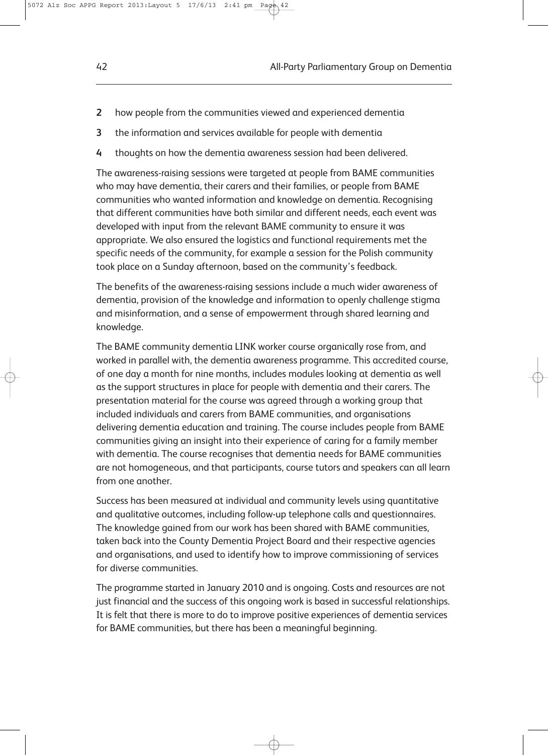2. how people from the communities viewed and experienced dementia
3. the information and services available for people with dementia
4. thoughts on how the dementia awareness session had been delivered.

The awareness-raising sessions were targeted at people from BAME communities who may have dementia, their carers and their families, or people from BAME communities who wanted information and knowledge on dementia. Recognising that different communities have both similar and different needs, each event was developed with input from the relevant BAME community to ensure it was appropriate. We also ensured the logistics and functional requirements met the specific needs of the community, for example a session for the Polish community took place on a Sunday afternoon, based on the community's feedback.

The benefits of the awareness-raising sessions include a much wider awareness of dementia, provision of the knowledge and information to openly challenge stigma and misinformation, and a sense of empowerment through shared learning and knowledge.

The BAME community dementia LINK worker course organically rose from, and worked in parallel with, the dementia awareness programme. This accredited course, of one day a month for nine months, includes modules looking at dementia as well as the support structures in place for people with dementia and their carers. The presentation material for the course was agreed through a working group that included individuals and carers from BAME communities, and organisations delivering dementia education and training. The course includes people from BAME communities giving an insight into their experience of caring for a family member with dementia. The course recognises that dementia needs for BAME communities are not homogeneous, and that participants, course tutors and speakers can all learn from one another.

Success has been measured at individual and community levels using quantitative and qualitative outcomes, including follow-up telephone calls and questionnaires. The knowledge gained from our work has been shared with BAME communities, taken back into the County Dementia Project Board and their respective agencies and organisations, and used to identify how to improve commissioning of services for diverse communities.

The programme started in January 2010 and is ongoing. Costs and resources are not just financial and the success of this ongoing work is based in successful relationships. It is felt that there is more to do to improve positive experiences of dementia services for BAME communities, but there has been a meaningful beginning.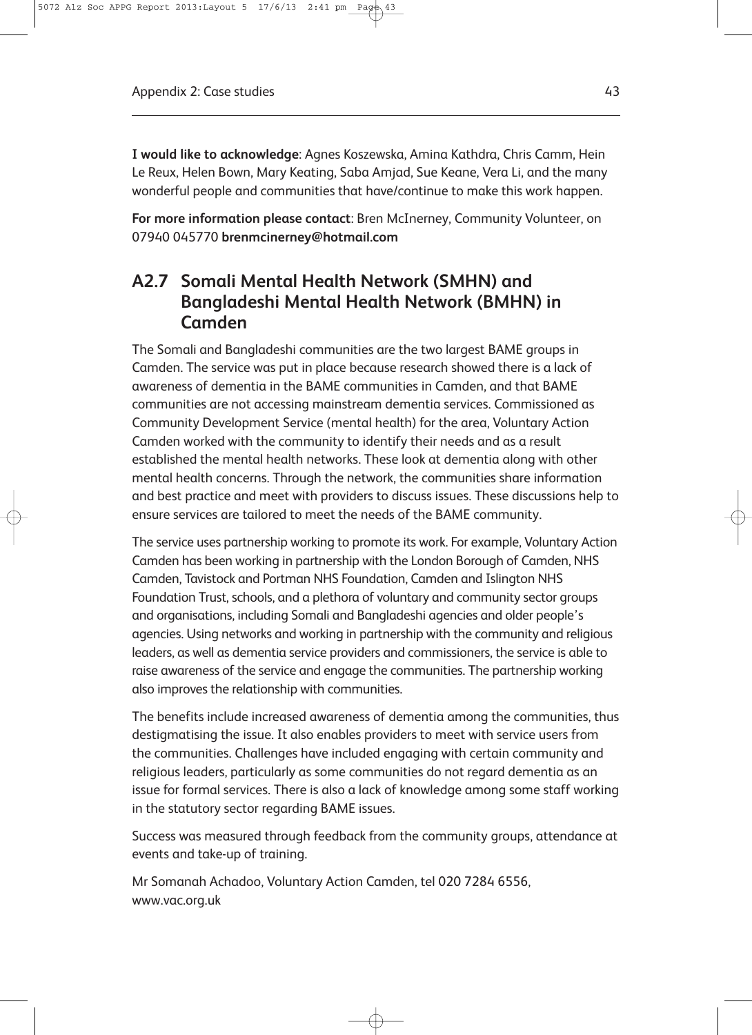**I would like to acknowledge**: Agnes Koszewska, Amina Kathdra, Chris Camm, Hein Le Reux, Helen Bown, Mary Keating, Saba Amjad, Sue Keane, Vera Li, and the many wonderful people and communities that have/continue to make this work happen.

**For more information please contact**: Bren McInerney, Community Volunteer, on 07940 045770 **brenmcinerney@hotmail.com**

## A2.7 Somali Mental Health Network (SMHN) and Bangladeshi Mental Health Network (BMHN) in Camden

The Somali and Bangladeshi communities are the two largest BAME groups in Camden. The service was put in place because research showed there is a lack of awareness of dementia in the BAME communities in Camden, and that BAME communities are not accessing mainstream dementia services. Commissioned as Community Development Service (mental health) for the area, Voluntary Action Camden worked with the community to identify their needs and as a result established the mental health networks. These look at dementia along with other mental health concerns. Through the network, the communities share information and best practice and meet with providers to discuss issues. These discussions help to ensure services are tailored to meet the needs of the BAME community.

The service uses partnership working to promote its work. For example, Voluntary Action Camden has been working in partnership with the London Borough of Camden, NHS Camden, Tavistock and Portman NHS Foundation, Camden and Islington NHS Foundation Trust, schools, and a plethora of voluntary and community sector groups and organisations, including Somali and Bangladeshi agencies and older people's agencies. Using networks and working in partnership with the community and religious leaders, as well as dementia service providers and commissioners, the service is able to raise awareness of the service and engage the communities. The partnership working also improves the relationship with communities.

The benefits include increased awareness of dementia among the communities, thus destigmatising the issue. It also enables providers to meet with service users from the communities. Challenges have included engaging with certain community and religious leaders, particularly as some communities do not regard dementia as an issue for formal services. There is also a lack of knowledge among some staff working in the statutory sector regarding BAME issues.

Success was measured through feedback from the community groups, attendance at events and take-up of training.

Mr Somanah Achadoo, Voluntary Action Camden, tel 020 7284 6556, www.vac.org.uk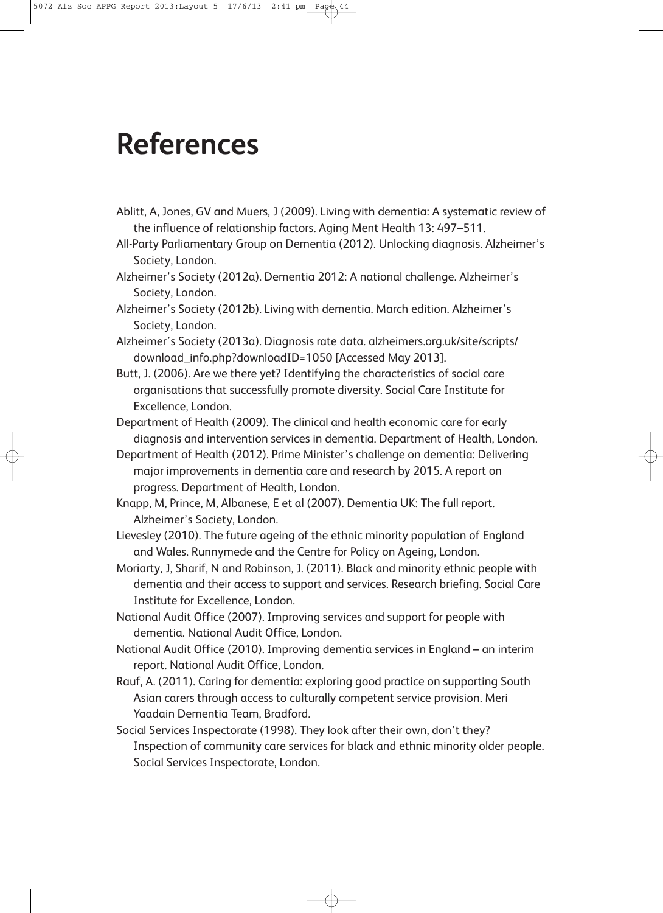# References

Ablitt, A, Jones, GV and Muers, J (2009). Living with dementia: A systematic review of the influence of relationship factors. Aging Ment Health 13: 497–511.

All-Party Parliamentary Group on Dementia (2012). Unlocking diagnosis. Alzheimer's Society, London.

Alzheimer's Society (2012a). Dementia 2012: A national challenge. Alzheimer's Society, London.

Alzheimer's Society (2012b). Living with dementia. March edition. Alzheimer's Society, London.

Alzheimer's Society (2013a). Diagnosis rate data. alzheimers.org.uk/site/scripts/download_info.php?downloadID=1050 [Accessed May 2013].

Butt, J. (2006). Are we there yet? Identifying the characteristics of social care organisations that successfully promote diversity. Social Care Institute for Excellence, London.

Department of Health (2009). The clinical and health economic care for early diagnosis and intervention services in dementia. Department of Health, London.

Department of Health (2012). Prime Minister's challenge on dementia: Delivering major improvements in dementia care and research by 2015. A report on progress. Department of Health, London.

Knapp, M, Prince, M, Albanese, E et al (2007). Dementia UK: The full report. Alzheimer's Society, London.

Lievesley (2010). The future ageing of the ethnic minority population of England and Wales. Runnymede and the Centre for Policy on Ageing, London.

Moriarty, J, Sharif, N and Robinson, J. (2011). Black and minority ethnic people with dementia and their access to support and services. Research briefing. Social Care Institute for Excellence, London.

National Audit Office (2007). Improving services and support for people with dementia. National Audit Office, London.

National Audit Office (2010). Improving dementia services in England – an interim report. National Audit Office, London.

Rauf, A. (2011). Caring for dementia: exploring good practice on supporting South Asian carers through access to culturally competent service provision. Meri Yaadain Dementia Team, Bradford.

Social Services Inspectorate (1998). They look after their own, don't they? Inspection of community care services for black and ethnic minority older people. Social Services Inspectorate, London.